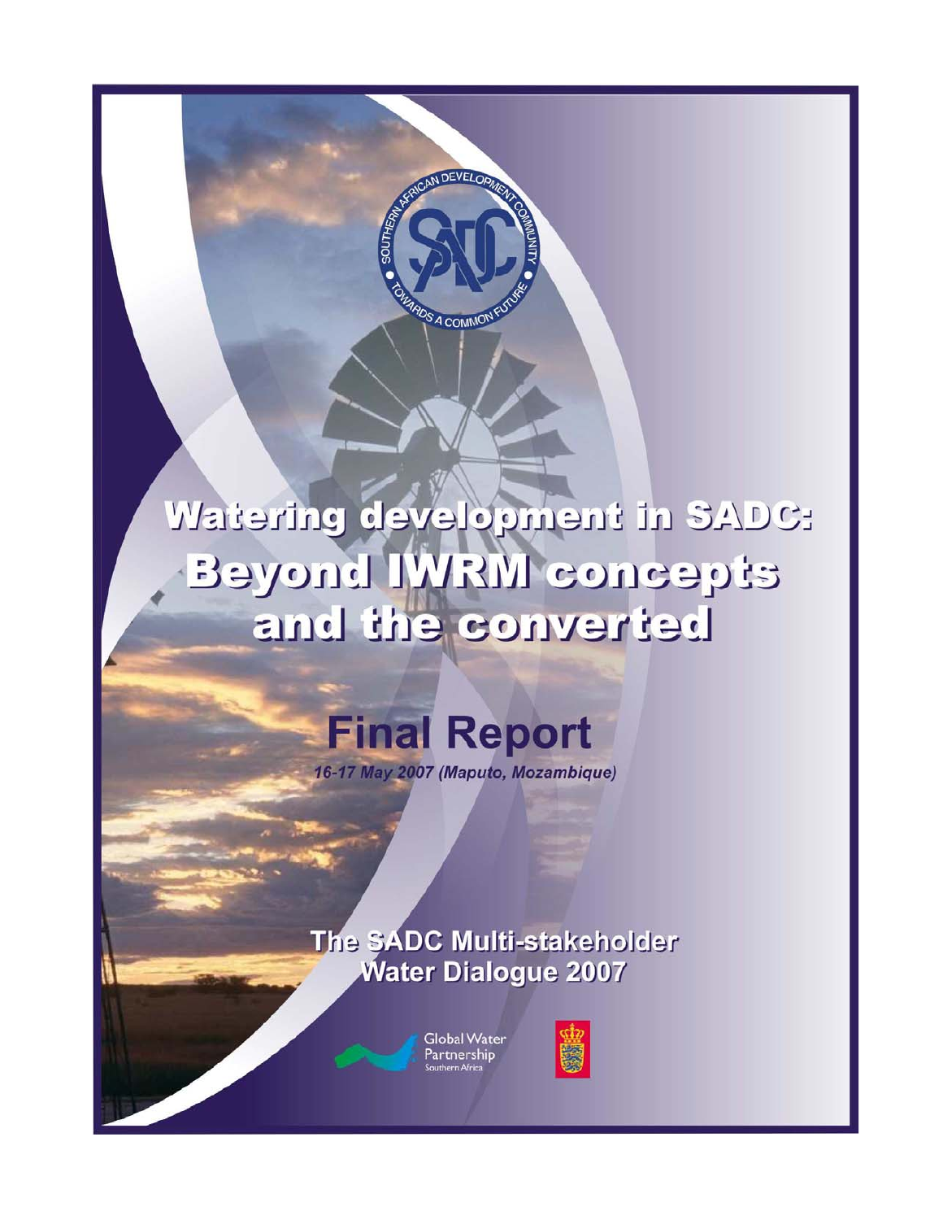# Watering development in SADC: Beyond IWRM concepts and the converted

## Final Report

*16-17 May 2007 (Maputo, Mozambique)*

**The SADC Multi-stakeholder Water Dialogue 2007**

Global Water Partnership Southern Africa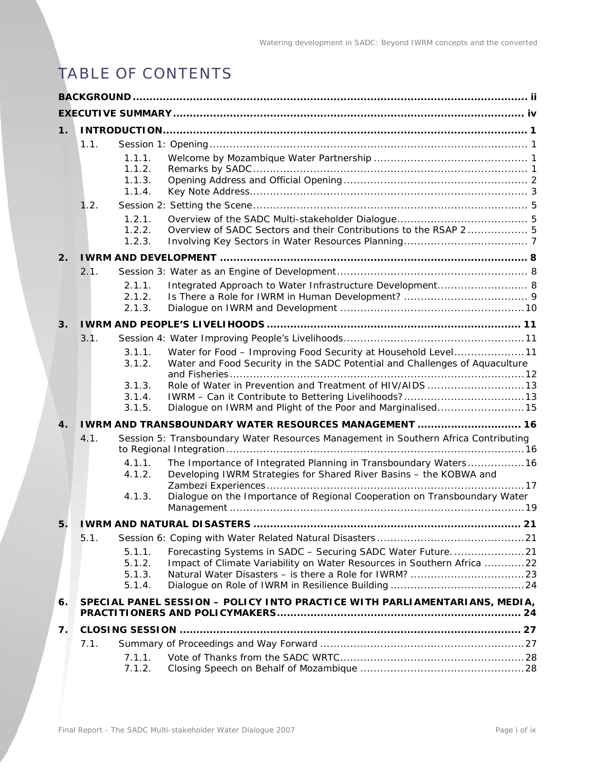# TABLE OF CONTENTS

**BACKGROUND** ..... ii

**EXECUTIVE SUMMARY** ..... iv

**1. INTRODUCTION** ..... 1

- 1.1. Session 1: Opening ..... 1
  - 1.1.1. Welcome by Mozambique Water Partnership ..... 1
  - 1.1.2. Remarks by SADC ..... 1
  - 1.1.3. Opening Address and Official Opening ..... 2
  - 1.1.4. Key Note Address ..... 3
- 1.2. Session 2: Setting the Scene ..... 5
  - 1.2.1. Overview of the SADC Multi-stakeholder Dialogue ..... 5
  - 1.2.2. Overview of SADC Sectors and their Contributions to the RSAP 2 ..... 5
  - 1.2.3. Involving Key Sectors in Water Resources Planning ..... 7

**2. IWRM AND DEVELOPMENT** ..... 8

- 2.1. Session 3: Water as an Engine of Development ..... 8
  - 2.1.1. Integrated Approach to Water Infrastructure Development ..... 8
  - 2.1.2. Is There a Role for IWRM in Human Development? ..... 9
  - 2.1.3. Dialogue on IWRM and Development ..... 10

**3. IWRM AND PEOPLE'S LIVELIHOODS** ..... 11

- 3.1. Session 4: Water Improving People's Livelihoods ..... 11
  - 3.1.1. Water for Food – Improving Food Security at Household Level ..... 11
  - 3.1.2. Water and Food Security in the SADC Potential and Challenges of Aquaculture and Fisheries ..... 12
  - 3.1.3. Role of Water in Prevention and Treatment of HIV/AIDS ..... 13
  - 3.1.4. IWRM – Can it Contribute to Bettering Livelihoods? ..... 13
  - 3.1.5. Dialogue on IWRM and Plight of the Poor and Marginalised ..... 15

**4. IWRM AND TRANSBOUNDARY WATER RESOURCES MANAGEMENT** ..... 16

- 4.1. Session 5: Transboundary Water Resources Management in Southern Africa Contributing to Regional Integration ..... 16
  - 4.1.1. The Importance of Integrated Planning in Transboundary Waters ..... 16
  - 4.1.2. Developing IWRM Strategies for Shared River Basins – the KOBWA and Zambezi Experiences ..... 17
  - 4.1.3. Dialogue on the Importance of Regional Cooperation on Transboundary Water Management ..... 19

**5. IWRM AND NATURAL DISASTERS** ..... 21

- 5.1. Session 6: Coping with Water Related Natural Disasters ..... 21
  - 5.1.1. Forecasting Systems in SADC – Securing SADC Water Future. ..... 21
  - 5.1.2. Impact of Climate Variability on Water Resources in Southern Africa ..... 22
  - 5.1.3. Natural Water Disasters – is there a Role for IWRM? ..... 23
  - 5.1.4. Dialogue on Role of IWRM in Resilience Building ..... 24

**6. SPECIAL PANEL SESSION – POLICY INTO PRACTICE WITH PARLIAMENTARIANS, MEDIA, PRACTITIONERS AND POLICYMAKERS** ..... 24

**7. CLOSING SESSION** ..... 27

- 7.1. Summary of Proceedings and Way Forward ..... 27
  - 7.1.1. Vote of Thanks from the SADC WRTC ..... 28
  - 7.1.2. Closing Speech on Behalf of Mozambique ..... 28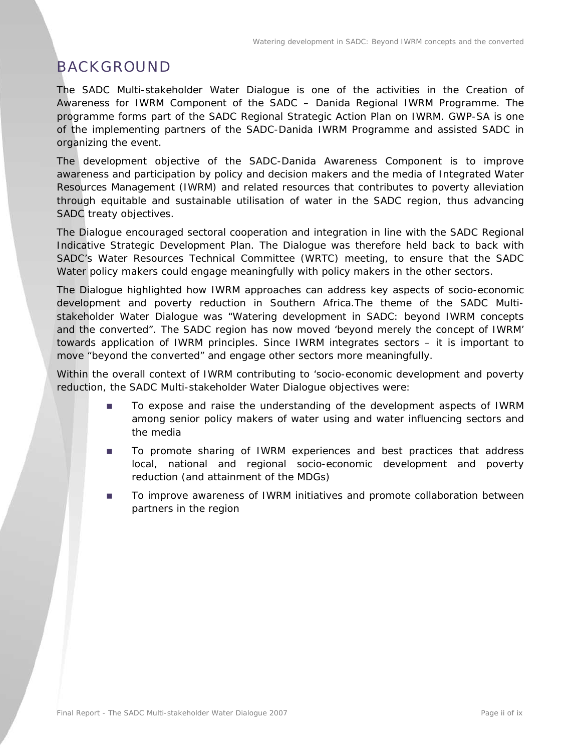# BACKGROUND

The SADC Multi-stakeholder Water Dialogue is one of the activities in the Creation of Awareness for IWRM Component of the SADC – Danida Regional IWRM Programme. The programme forms part of the SADC Regional Strategic Action Plan on IWRM. GWP-SA is one of the implementing partners of the SADC-Danida IWRM Programme and assisted SADC in organizing the event.

The development objective of the SADC-Danida Awareness Component is to improve awareness and participation by policy and decision makers and the media of Integrated Water Resources Management (IWRM) and related resources that contributes to poverty alleviation through equitable and sustainable utilisation of water in the SADC region, thus advancing SADC treaty objectives.

The Dialogue encouraged sectoral cooperation and integration in line with the SADC Regional Indicative Strategic Development Plan. The Dialogue was therefore held back to back with SADC's Water Resources Technical Committee (WRTC) meeting, to ensure that the SADC Water policy makers could engage meaningfully with policy makers in the other sectors.

The Dialogue highlighted how IWRM approaches can address key aspects of socio-economic development and poverty reduction in Southern Africa.The theme of the SADC Multi-stakeholder Water Dialogue was "Watering development in SADC: beyond IWRM concepts and the converted". The SADC region has now moved 'beyond merely the concept of IWRM' towards application of IWRM principles. Since IWRM integrates sectors – it is important to move "beyond the converted" and engage other sectors more meaningfully.

Within the overall context of IWRM contributing to 'socio-economic development and poverty reduction, the SADC Multi-stakeholder Water Dialogue objectives were:

- To expose and raise the understanding of the development aspects of IWRM among senior policy makers of water using and water influencing sectors and the media
- To promote sharing of IWRM experiences and best practices that address local, national and regional socio-economic development and poverty reduction (and attainment of the MDGs)
- To improve awareness of IWRM initiatives and promote collaboration between partners in the region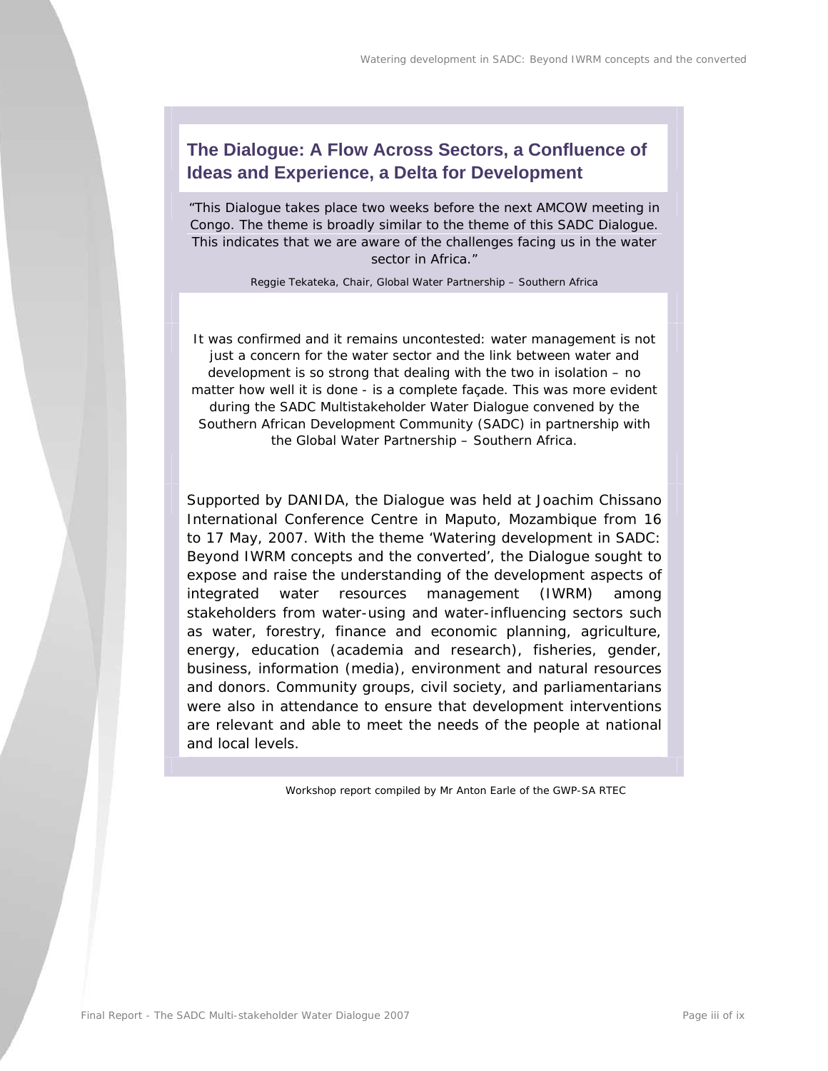## The Dialogue: A Flow Across Sectors, a Confluence of Ideas and Experience, a Delta for Development

*"This Dialogue takes place two weeks before the next AMCOW meeting in Congo. The theme is broadly similar to the theme of this SADC Dialogue. This indicates that we are aware of the challenges facing us in the water sector in Africa."*

Reggie Tekateka, Chair, Global Water Partnership – Southern Africa

It was confirmed and it remains uncontested: water management is not just a concern for the water sector and the link between water and development is so strong that dealing with the two in isolation – no matter how well it is done - is a complete façade. This was more evident during the SADC Multistakeholder Water Dialogue convened by the Southern African Development Community (SADC) in partnership with the Global Water Partnership – Southern Africa.

Supported by DANIDA, the Dialogue was held at Joachim Chissano International Conference Centre in Maputo, Mozambique from 16 to 17 May, 2007. With the theme 'Watering development in SADC: Beyond IWRM concepts and the converted', the Dialogue sought to expose and raise the understanding of the development aspects of integrated water resources management (IWRM) among stakeholders from water-using and water-influencing sectors such as water, forestry, finance and economic planning, agriculture, energy, education (academia and research), fisheries, gender, business, information (media), environment and natural resources and donors. Community groups, civil society, and parliamentarians were also in attendance to ensure that development interventions are relevant and able to meet the needs of the people at national and local levels.

Workshop report compiled by Mr Anton Earle of the GWP-SA RTEC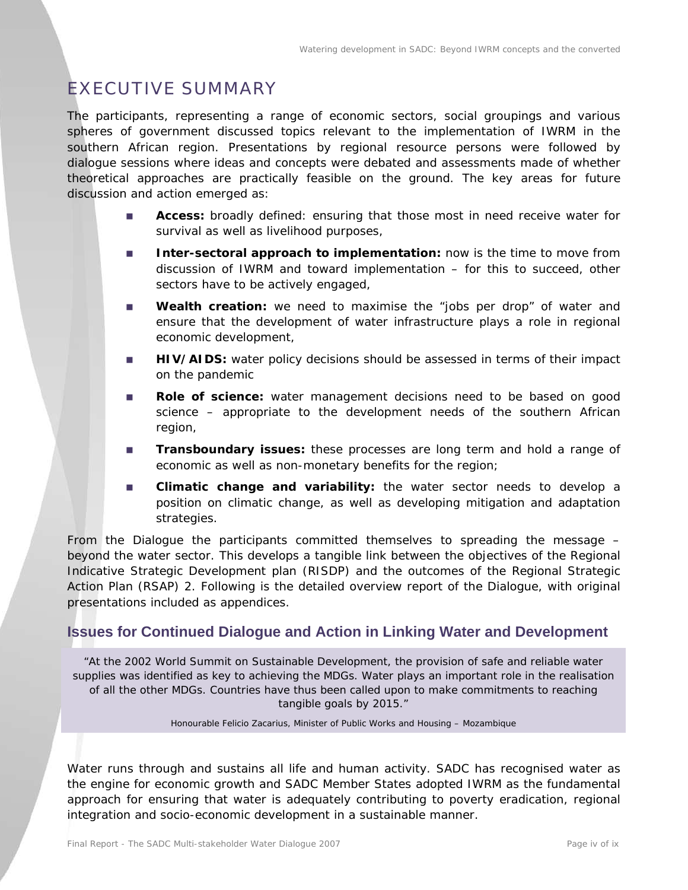# EXECUTIVE SUMMARY

The participants, representing a range of economic sectors, social groupings and various spheres of government discussed topics relevant to the implementation of IWRM in the southern African region. Presentations by regional resource persons were followed by dialogue sessions where ideas and concepts were debated and assessments made of whether theoretical approaches are practically feasible on the ground. The key areas for future discussion and action emerged as:

- **Access:** broadly defined: ensuring that those most in need receive water for survival as well as livelihood purposes,
- **Inter-sectoral approach to implementation:** now is the time to move from discussion of IWRM and toward implementation – for this to succeed, other sectors have to be actively engaged,
- **Wealth creation:** we need to maximise the "jobs per drop" of water and ensure that the development of water infrastructure plays a role in regional economic development,
- **HIV/AIDS:** water policy decisions should be assessed in terms of their impact on the pandemic
- **Role of science:** water management decisions need to be based on good science – appropriate to the development needs of the southern African region,
- **Transboundary issues:** these processes are long term and hold a range of economic as well as non-monetary benefits for the region;
- **Climatic change and variability:** the water sector needs to develop a position on climatic change, as well as developing mitigation and adaptation strategies.

From the Dialogue the participants committed themselves to spreading the message – beyond the water sector. This develops a tangible link between the objectives of the Regional Indicative Strategic Development plan (RISDP) and the outcomes of the Regional Strategic Action Plan (RSAP) 2. Following is the detailed overview report of the Dialogue, with original presentations included as appendices.

## Issues for Continued Dialogue and Action in Linking Water and Development

> "At the 2002 World Summit on Sustainable Development, the provision of safe and reliable water supplies was identified as key to achieving the MDGs. Water plays an important role in the realisation of all the other MDGs. Countries have thus been called upon to make commitments to reaching tangible goals by 2015."
>
> Honourable Felicio Zacarius, Minister of Public Works and Housing – Mozambique

Water runs through and sustains all life and human activity. SADC has recognised water as the engine for economic growth and SADC Member States adopted IWRM as the fundamental approach for ensuring that water is adequately contributing to poverty eradication, regional integration and socio-economic development in a sustainable manner.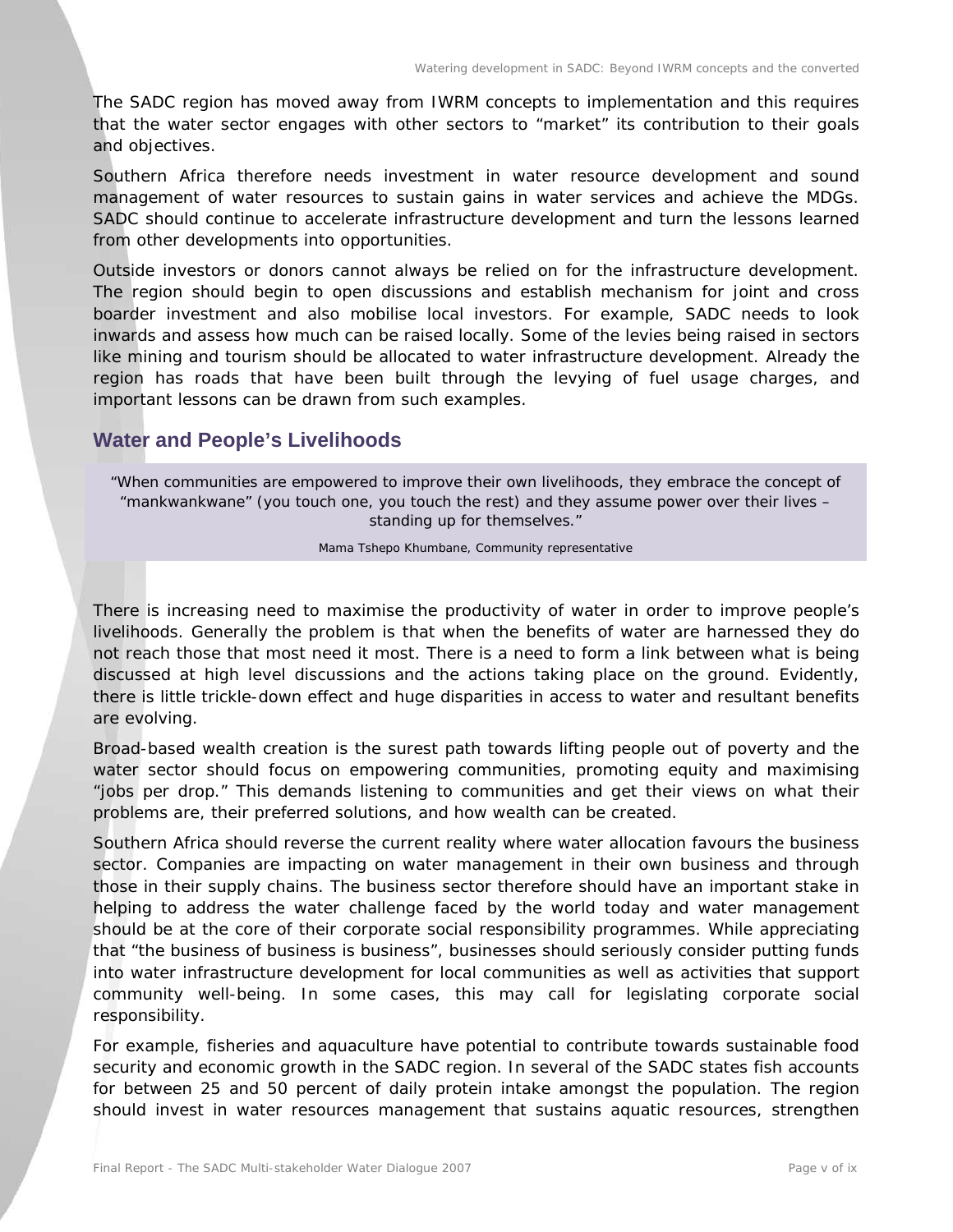The SADC region has moved away from IWRM concepts to implementation and this requires that the water sector engages with other sectors to "market" its contribution to their goals and objectives.

Southern Africa therefore needs investment in water resource development and sound management of water resources to sustain gains in water services and achieve the MDGs. SADC should continue to accelerate infrastructure development and turn the lessons learned from other developments into opportunities.

Outside investors or donors cannot always be relied on for the infrastructure development. The region should begin to open discussions and establish mechanism for joint and cross boarder investment and also mobilise local investors. For example, SADC needs to look inwards and assess how much can be raised locally. Some of the levies being raised in sectors like mining and tourism should be allocated to water infrastructure development. Already the region has roads that have been built through the levying of fuel usage charges, and important lessons can be drawn from such examples.

## Water and People's Livelihoods

> "When communities are empowered to improve their own livelihoods, they embrace the concept of "mankwankwane" (you touch one, you touch the rest) and they assume power over their lives – standing up for themselves."
>
> Mama Tshepo Khumbane, Community representative

There is increasing need to maximise the productivity of water in order to improve people's livelihoods. Generally the problem is that when the benefits of water are harnessed they do not reach those that most need it most. There is a need to form a link between what is being discussed at high level discussions and the actions taking place on the ground. Evidently, there is little trickle-down effect and huge disparities in access to water and resultant benefits are evolving.

Broad-based wealth creation is the surest path towards lifting people out of poverty and the water sector should focus on empowering communities, promoting equity and maximising "jobs per drop." This demands listening to communities and get their views on what their problems are, their preferred solutions, and how wealth can be created.

Southern Africa should reverse the current reality where water allocation favours the business sector. Companies are impacting on water management in their own business and through those in their supply chains. The business sector therefore should have an important stake in helping to address the water challenge faced by the world today and water management should be at the core of their corporate social responsibility programmes. While appreciating that "the business of business is business", businesses should seriously consider putting funds into water infrastructure development for local communities as well as activities that support community well-being. In some cases, this may call for legislating corporate social responsibility.

For example, fisheries and aquaculture have potential to contribute towards sustainable food security and economic growth in the SADC region. In several of the SADC states fish accounts for between 25 and 50 percent of daily protein intake amongst the population. The region should invest in water resources management that sustains aquatic resources, strengthen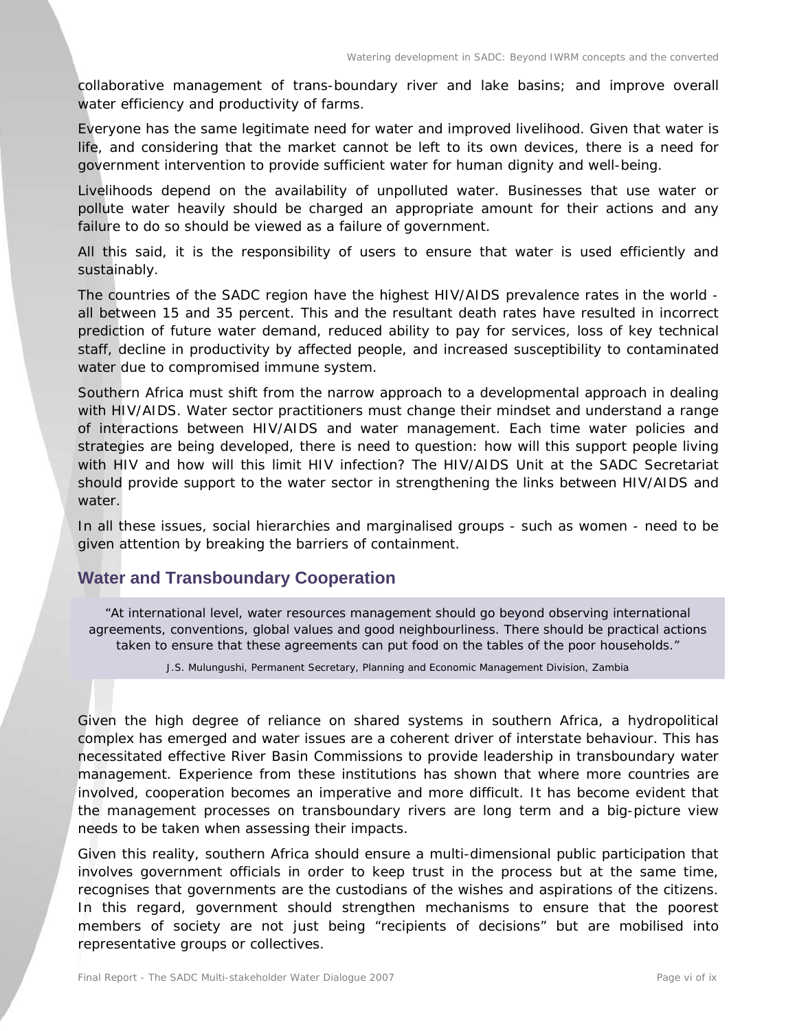collaborative management of trans-boundary river and lake basins; and improve overall water efficiency and productivity of farms.

Everyone has the same legitimate need for water and improved livelihood. Given that water is life, and considering that the market cannot be left to its own devices, there is a need for government intervention to provide sufficient water for human dignity and well-being.

Livelihoods depend on the availability of unpolluted water. Businesses that use water or pollute water heavily should be charged an appropriate amount for their actions and any failure to do so should be viewed as a failure of government.

All this said, it is the responsibility of users to ensure that water is used efficiently and sustainably.

The countries of the SADC region have the highest HIV/AIDS prevalence rates in the world - all between 15 and 35 percent. This and the resultant death rates have resulted in incorrect prediction of future water demand, reduced ability to pay for services, loss of key technical staff, decline in productivity by affected people, and increased susceptibility to contaminated water due to compromised immune system.

Southern Africa must shift from the narrow approach to a developmental approach in dealing with HIV/AIDS. Water sector practitioners must change their mindset and understand a range of interactions between HIV/AIDS and water management. Each time water policies and strategies are being developed, there is need to question: how will this support people living with HIV and how will this limit HIV infection? The HIV/AIDS Unit at the SADC Secretariat should provide support to the water sector in strengthening the links between HIV/AIDS and water.

In all these issues, social hierarchies and marginalised groups - such as women - need to be given attention by breaking the barriers of containment.

## Water and Transboundary Cooperation

> "At international level, water resources management should go beyond observing international agreements, conventions, global values and good neighbourliness. There should be practical actions taken to ensure that these agreements can put food on the tables of the poor households."
>
> J.S. Mulungushi, Permanent Secretary, Planning and Economic Management Division, Zambia

Given the high degree of reliance on shared systems in southern Africa, a hydropolitical complex has emerged and water issues are a coherent driver of interstate behaviour. This has necessitated effective River Basin Commissions to provide leadership in transboundary water management. Experience from these institutions has shown that where more countries are involved, cooperation becomes an imperative and more difficult. It has become evident that the management processes on transboundary rivers are long term and a big-picture view needs to be taken when assessing their impacts.

Given this reality, southern Africa should ensure a multi-dimensional public participation that involves government officials in order to keep trust in the process but at the same time, recognises that governments are the custodians of the wishes and aspirations of the citizens. In this regard, government should strengthen mechanisms to ensure that the poorest members of society are not just being "recipients of decisions" but are mobilised into representative groups or collectives.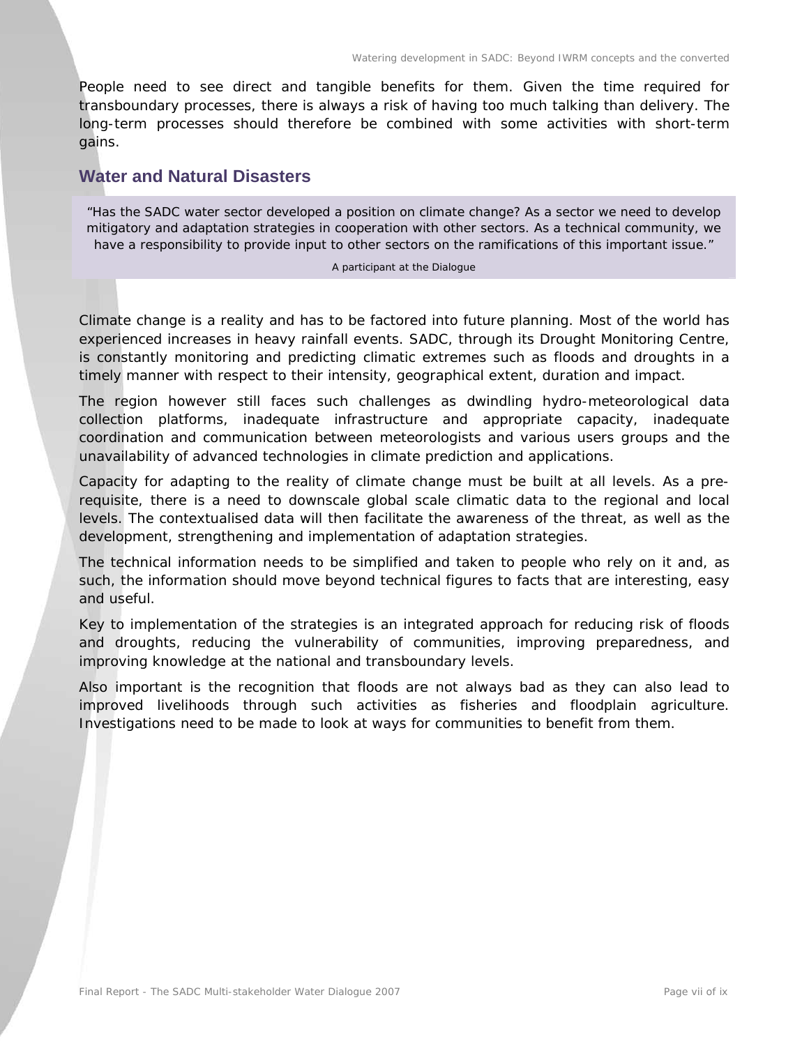People need to see direct and tangible benefits for them. Given the time required for transboundary processes, there is always a risk of having too much talking than delivery. The long-term processes should therefore be combined with some activities with short-term gains.

## Water and Natural Disasters

> "Has the SADC water sector developed a position on climate change? As a sector we need to develop mitigatory and adaptation strategies in cooperation with other sectors. As a technical community, we have a responsibility to provide input to other sectors on the ramifications of this important issue."
>
> A participant at the Dialogue

Climate change is a reality and has to be factored into future planning. Most of the world has experienced increases in heavy rainfall events. SADC, through its Drought Monitoring Centre, is constantly monitoring and predicting climatic extremes such as floods and droughts in a timely manner with respect to their intensity, geographical extent, duration and impact.

The region however still faces such challenges as dwindling hydro-meteorological data collection platforms, inadequate infrastructure and appropriate capacity, inadequate coordination and communication between meteorologists and various users groups and the unavailability of advanced technologies in climate prediction and applications.

Capacity for adapting to the reality of climate change must be built at all levels. As a pre-requisite, there is a need to downscale global scale climatic data to the regional and local levels. The contextualised data will then facilitate the awareness of the threat, as well as the development, strengthening and implementation of adaptation strategies.

The technical information needs to be simplified and taken to people who rely on it and, as such, the information should move beyond technical figures to facts that are interesting, easy and useful.

Key to implementation of the strategies is an integrated approach for reducing risk of floods and droughts, reducing the vulnerability of communities, improving preparedness, and improving knowledge at the national and transboundary levels.

Also important is the recognition that floods are not always bad as they can also lead to improved livelihoods through such activities as fisheries and floodplain agriculture. Investigations need to be made to look at ways for communities to benefit from them.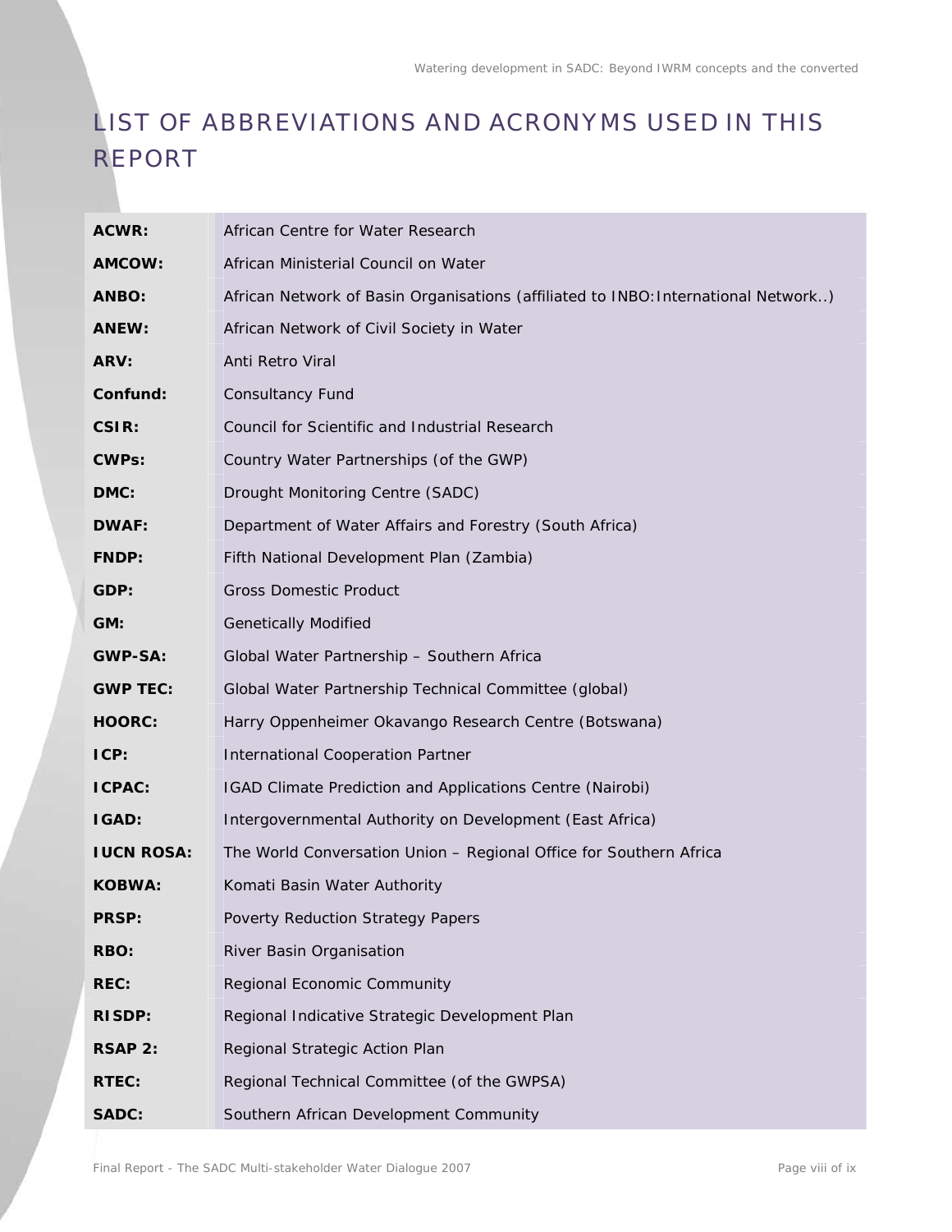# LIST OF ABBREVIATIONS AND ACRONYMS USED IN THIS REPORT

| | |
|---|---|
| **ACWR:** | African Centre for Water Research |
| **AMCOW:** | African Ministerial Council on Water |
| **ANBO:** | African Network of Basin Organisations (affiliated to INBO:International Network..) |
| **ANEW:** | African Network of Civil Society in Water |
| **ARV:** | Anti Retro Viral |
| **Confund:** | Consultancy Fund |
| **CSIR:** | Council for Scientific and Industrial Research |
| **CWPs:** | Country Water Partnerships (of the GWP) |
| **DMC:** | Drought Monitoring Centre (SADC) |
| **DWAF:** | Department of Water Affairs and Forestry (South Africa) |
| **FNDP:** | Fifth National Development Plan (Zambia) |
| **GDP:** | Gross Domestic Product |
| **GM:** | Genetically Modified |
| **GWP-SA:** | Global Water Partnership – Southern Africa |
| **GWP TEC:** | Global Water Partnership Technical Committee (global) |
| **HOORC:** | Harry Oppenheimer Okavango Research Centre (Botswana) |
| **ICP:** | International Cooperation Partner |
| **ICPAC:** | IGAD Climate Prediction and Applications Centre (Nairobi) |
| **IGAD:** | Intergovernmental Authority on Development (East Africa) |
| **IUCN ROSA:** | The World Conversation Union – Regional Office for Southern Africa |
| **KOBWA:** | Komati Basin Water Authority |
| **PRSP:** | Poverty Reduction Strategy Papers |
| **RBO:** | River Basin Organisation |
| **REC:** | Regional Economic Community |
| **RISDP:** | Regional Indicative Strategic Development Plan |
| **RSAP 2:** | Regional Strategic Action Plan |
| **RTEC:** | Regional Technical Committee (of the GWPSA) |
| **SADC:** | Southern African Development Community |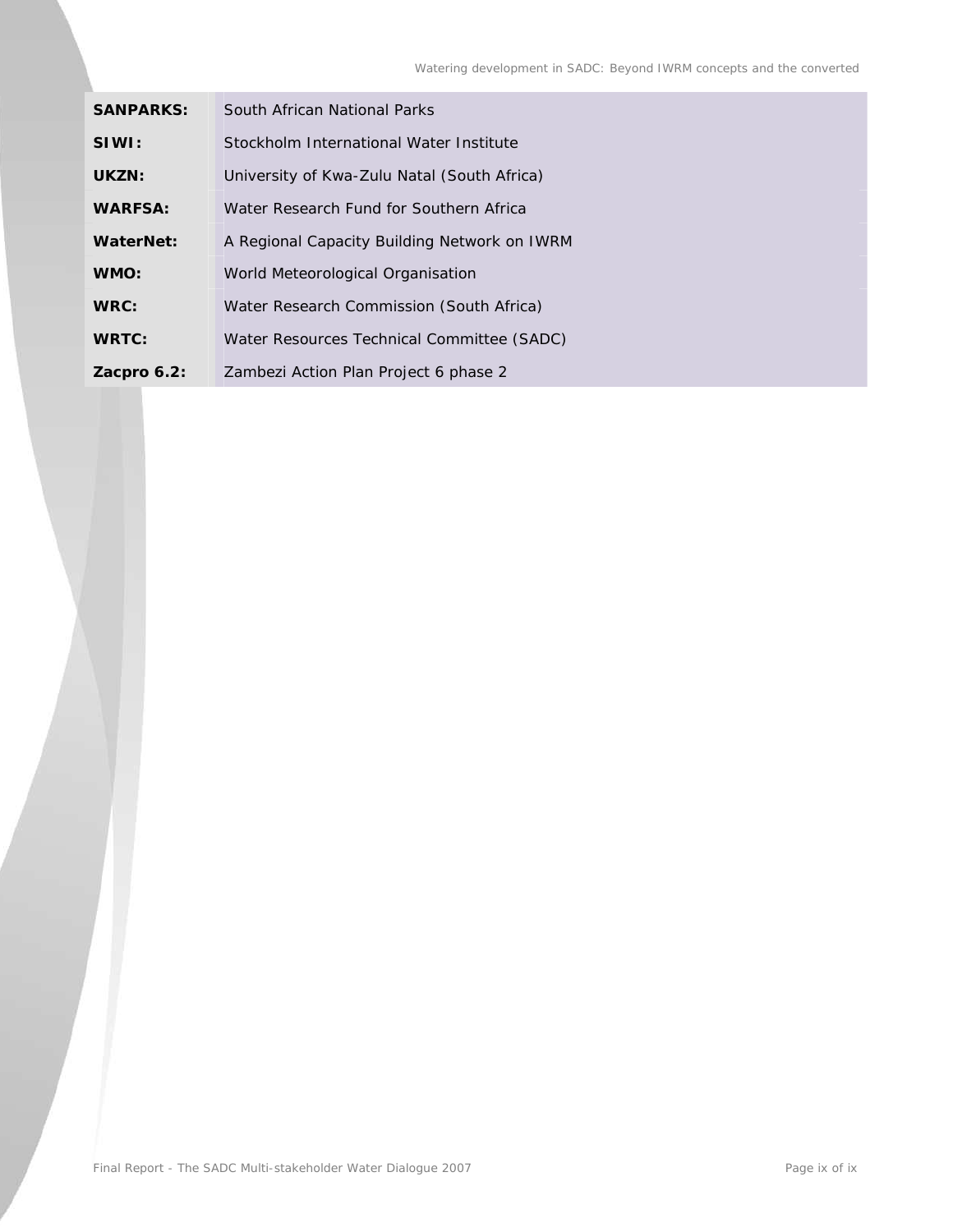| | |
|---|---|
| **SANPARKS:** | South African National Parks |
| **SIWI:** | Stockholm International Water Institute |
| **UKZN:** | University of Kwa-Zulu Natal (South Africa) |
| **WARFSA:** | Water Research Fund for Southern Africa |
| **WaterNet:** | A Regional Capacity Building Network on IWRM |
| **WMO:** | World Meteorological Organisation |
| **WRC:** | Water Research Commission (South Africa) |
| **WRTC:** | Water Resources Technical Committee (SADC) |
| **Zacpro 6.2:** | Zambezi Action Plan Project 6 phase 2 |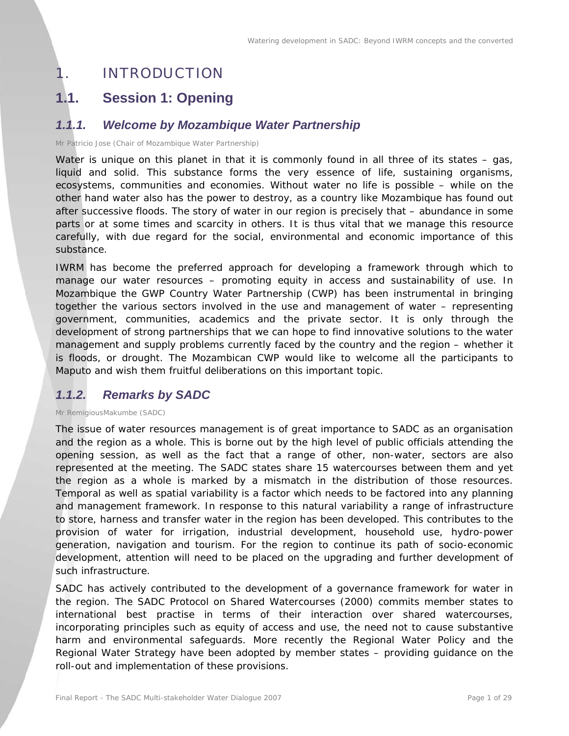# 1. INTRODUCTION

## 1.1. Session 1: Opening

### 1.1.1. Welcome by Mozambique Water Partnership

Mr Patricio Jose (Chair of Mozambique Water Partnership)

Water is unique on this planet in that it is commonly found in all three of its states – gas, liquid and solid. This substance forms the very essence of life, sustaining organisms, ecosystems, communities and economies. Without water no life is possible – while on the other hand water also has the power to destroy, as a country like Mozambique has found out after successive floods. The story of water in our region is precisely that – abundance in some parts or at some times and scarcity in others. It is thus vital that we manage this resource carefully, with due regard for the social, environmental and economic importance of this substance.

IWRM has become the preferred approach for developing a framework through which to manage our water resources – promoting equity in access and sustainability of use. In Mozambique the GWP Country Water Partnership (CWP) has been instrumental in bringing together the various sectors involved in the use and management of water – representing government, communities, academics and the private sector. It is only through the development of strong partnerships that we can hope to find innovative solutions to the water management and supply problems currently faced by the country and the region – whether it is floods, or drought. The Mozambican CWP would like to welcome all the participants to Maputo and wish them fruitful deliberations on this important topic.

### 1.1.2. Remarks by SADC

Mr RemigiousMakumbe (SADC)

The issue of water resources management is of great importance to SADC as an organisation and the region as a whole. This is borne out by the high level of public officials attending the opening session, as well as the fact that a range of other, non-water, sectors are also represented at the meeting. The SADC states share 15 watercourses between them and yet the region as a whole is marked by a mismatch in the distribution of those resources. Temporal as well as spatial variability is a factor which needs to be factored into any planning and management framework. In response to this natural variability a range of infrastructure to store, harness and transfer water in the region has been developed. This contributes to the provision of water for irrigation, industrial development, household use, hydro-power generation, navigation and tourism. For the region to continue its path of socio-economic development, attention will need to be placed on the upgrading and further development of such infrastructure.

SADC has actively contributed to the development of a governance framework for water in the region. The SADC Protocol on Shared Watercourses (2000) commits member states to international best practise in terms of their interaction over shared watercourses, incorporating principles such as equity of access and use, the need not to cause substantive harm and environmental safeguards. More recently the Regional Water Policy and the Regional Water Strategy have been adopted by member states – providing guidance on the roll-out and implementation of these provisions.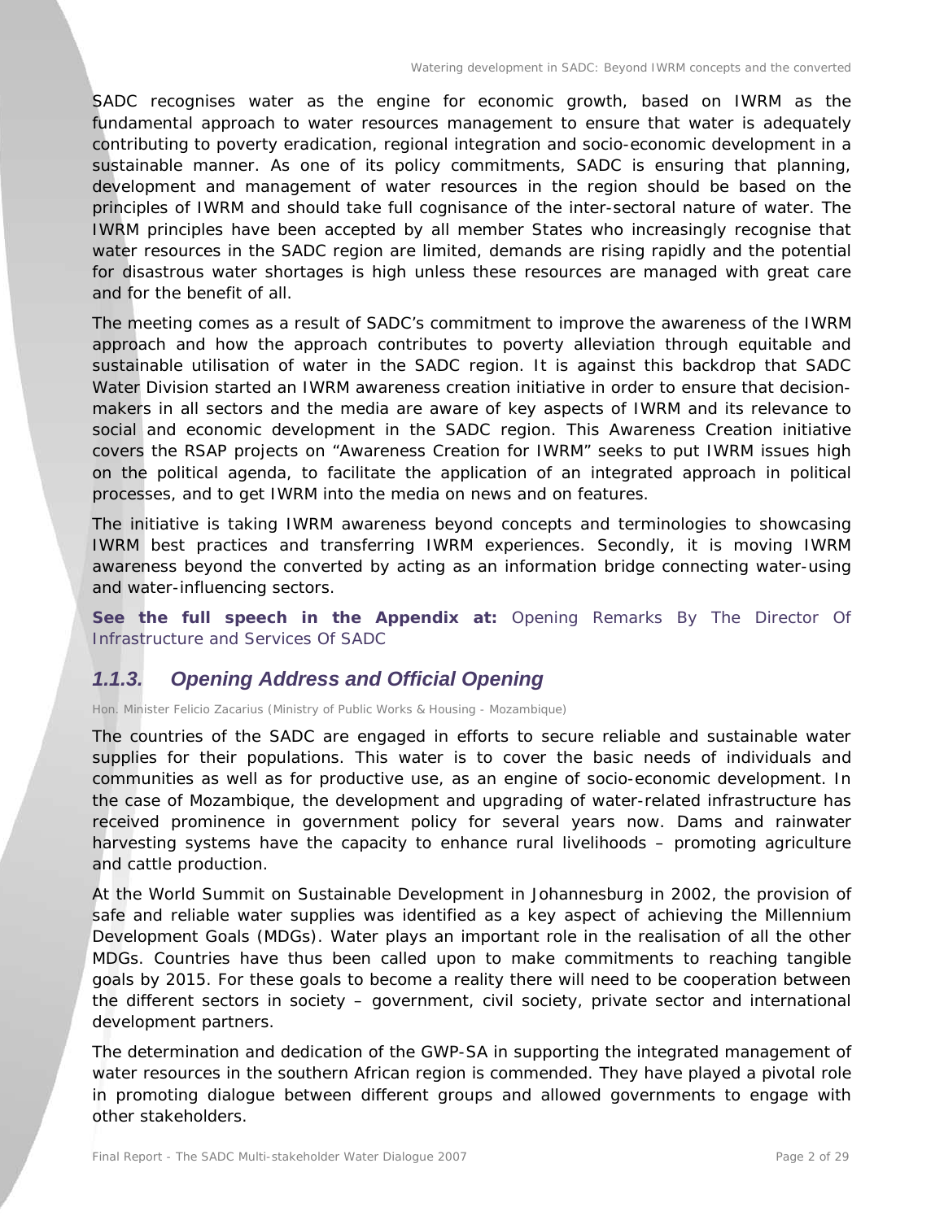SADC recognises water as the engine for economic growth, based on IWRM as the fundamental approach to water resources management to ensure that water is adequately contributing to poverty eradication, regional integration and socio-economic development in a sustainable manner. As one of its policy commitments, SADC is ensuring that planning, development and management of water resources in the region should be based on the principles of IWRM and should take full cognisance of the inter-sectoral nature of water. The IWRM principles have been accepted by all member States who increasingly recognise that water resources in the SADC region are limited, demands are rising rapidly and the potential for disastrous water shortages is high unless these resources are managed with great care and for the benefit of all.

The meeting comes as a result of SADC's commitment to improve the awareness of the IWRM approach and how the approach contributes to poverty alleviation through equitable and sustainable utilisation of water in the SADC region. It is against this backdrop that SADC Water Division started an IWRM awareness creation initiative in order to ensure that decision-makers in all sectors and the media are aware of key aspects of IWRM and its relevance to social and economic development in the SADC region. This Awareness Creation initiative covers the RSAP projects on "Awareness Creation for IWRM" seeks to put IWRM issues high on the political agenda, to facilitate the application of an integrated approach in political processes, and to get IWRM into the media on news and on features.

The initiative is taking IWRM awareness beyond concepts and terminologies to showcasing IWRM best practices and transferring IWRM experiences. Secondly, it is moving IWRM awareness beyond the converted by acting as an information bridge connecting water-using and water-influencing sectors.

**See the full speech in the Appendix at:** Opening Remarks By The Director Of Infrastructure and Services Of SADC

### *1.1.3. Opening Address and Official Opening*

Hon. Minister Felicio Zacarius (Ministry of Public Works & Housing - Mozambique)

The countries of the SADC are engaged in efforts to secure reliable and sustainable water supplies for their populations. This water is to cover the basic needs of individuals and communities as well as for productive use, as an engine of socio-economic development. In the case of Mozambique, the development and upgrading of water-related infrastructure has received prominence in government policy for several years now. Dams and rainwater harvesting systems have the capacity to enhance rural livelihoods – promoting agriculture and cattle production.

At the World Summit on Sustainable Development in Johannesburg in 2002, the provision of safe and reliable water supplies was identified as a key aspect of achieving the Millennium Development Goals (MDGs). Water plays an important role in the realisation of all the other MDGs. Countries have thus been called upon to make commitments to reaching tangible goals by 2015. For these goals to become a reality there will need to be cooperation between the different sectors in society – government, civil society, private sector and international development partners.

The determination and dedication of the GWP-SA in supporting the integrated management of water resources in the southern African region is commended. They have played a pivotal role in promoting dialogue between different groups and allowed governments to engage with other stakeholders.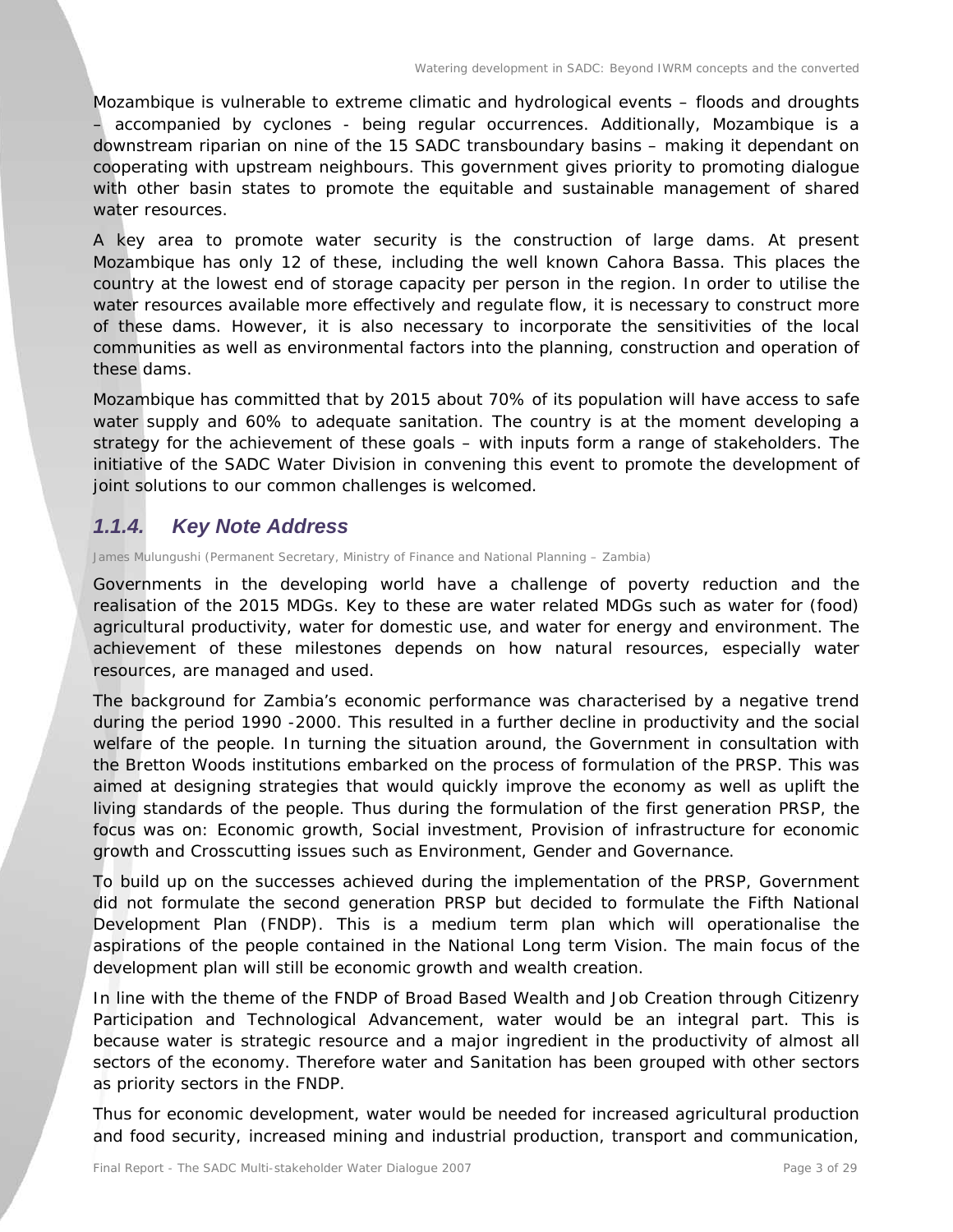Mozambique is vulnerable to extreme climatic and hydrological events – floods and droughts – accompanied by cyclones - being regular occurrences. Additionally, Mozambique is a downstream riparian on nine of the 15 SADC transboundary basins – making it dependant on cooperating with upstream neighbours. This government gives priority to promoting dialogue with other basin states to promote the equitable and sustainable management of shared water resources.

A key area to promote water security is the construction of large dams. At present Mozambique has only 12 of these, including the well known Cahora Bassa. This places the country at the lowest end of storage capacity per person in the region. In order to utilise the water resources available more effectively and regulate flow, it is necessary to construct more of these dams. However, it is also necessary to incorporate the sensitivities of the local communities as well as environmental factors into the planning, construction and operation of these dams.

Mozambique has committed that by 2015 about 70% of its population will have access to safe water supply and 60% to adequate sanitation. The country is at the moment developing a strategy for the achievement of these goals – with inputs form a range of stakeholders. The initiative of the SADC Water Division in convening this event to promote the development of joint solutions to our common challenges is welcomed.

### *1.1.4. Key Note Address*

James Mulungushi (Permanent Secretary, Ministry of Finance and National Planning – Zambia)

Governments in the developing world have a challenge of poverty reduction and the realisation of the 2015 MDGs. Key to these are water related MDGs such as water for (food) agricultural productivity, water for domestic use, and water for energy and environment. The achievement of these milestones depends on how natural resources, especially water resources, are managed and used.

The background for Zambia's economic performance was characterised by a negative trend during the period 1990 -2000. This resulted in a further decline in productivity and the social welfare of the people. In turning the situation around, the Government in consultation with the Bretton Woods institutions embarked on the process of formulation of the PRSP. This was aimed at designing strategies that would quickly improve the economy as well as uplift the living standards of the people. Thus during the formulation of the first generation PRSP, the focus was on: Economic growth, Social investment, Provision of infrastructure for economic growth and Crosscutting issues such as Environment, Gender and Governance.

To build up on the successes achieved during the implementation of the PRSP, Government did not formulate the second generation PRSP but decided to formulate the Fifth National Development Plan (FNDP). This is a medium term plan which will operationalise the aspirations of the people contained in the National Long term Vision. The main focus of the development plan will still be economic growth and wealth creation.

In line with the theme of the FNDP of Broad Based Wealth and Job Creation through Citizenry Participation and Technological Advancement, water would be an integral part. This is because water is strategic resource and a major ingredient in the productivity of almost all sectors of the economy. Therefore water and Sanitation has been grouped with other sectors as priority sectors in the FNDP.

Thus for economic development, water would be needed for increased agricultural production and food security, increased mining and industrial production, transport and communication,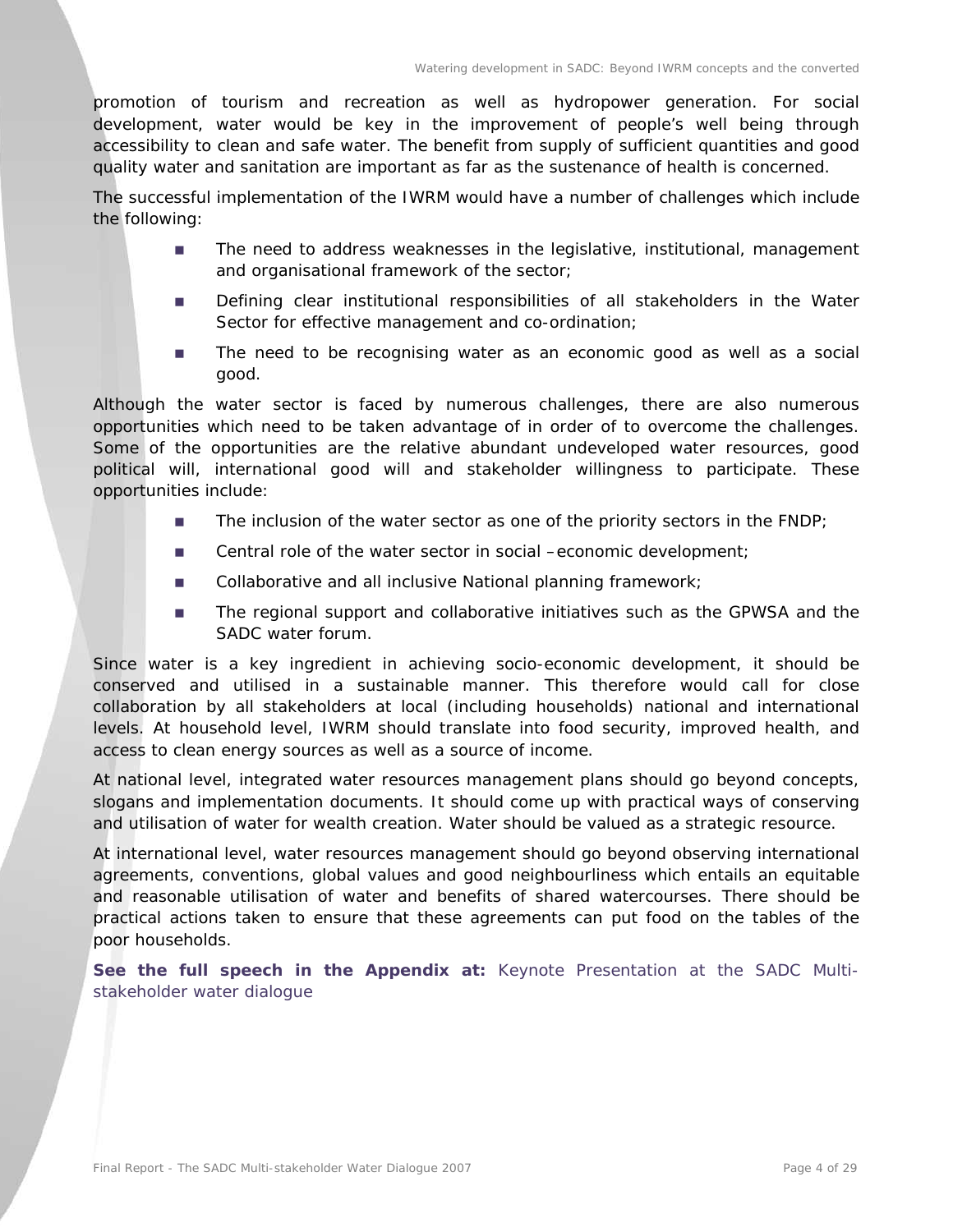promotion of tourism and recreation as well as hydropower generation. For social development, water would be key in the improvement of people's well being through accessibility to clean and safe water. The benefit from supply of sufficient quantities and good quality water and sanitation are important as far as the sustenance of health is concerned.

The successful implementation of the IWRM would have a number of challenges which include the following:

- The need to address weaknesses in the legislative, institutional, management and organisational framework of the sector;
- Defining clear institutional responsibilities of all stakeholders in the Water Sector for effective management and co-ordination;
- The need to be recognising water as an economic good as well as a social good.

Although the water sector is faced by numerous challenges, there are also numerous opportunities which need to be taken advantage of in order of to overcome the challenges. Some of the opportunities are the relative abundant undeveloped water resources, good political will, international good will and stakeholder willingness to participate. These opportunities include:

- The inclusion of the water sector as one of the priority sectors in the FNDP;
- Central role of the water sector in social –economic development;
- Collaborative and all inclusive National planning framework;
- The regional support and collaborative initiatives such as the GPWSA and the SADC water forum.

Since water is a key ingredient in achieving socio-economic development, it should be conserved and utilised in a sustainable manner. This therefore would call for close collaboration by all stakeholders at local (including households) national and international levels. At household level, IWRM should translate into food security, improved health, and access to clean energy sources as well as a source of income.

At national level, integrated water resources management plans should go beyond concepts, slogans and implementation documents. It should come up with practical ways of conserving and utilisation of water for wealth creation. Water should be valued as a strategic resource.

At international level, water resources management should go beyond observing international agreements, conventions, global values and good neighbourliness which entails an equitable and reasonable utilisation of water and benefits of shared watercourses. There should be practical actions taken to ensure that these agreements can put food on the tables of the poor households.

**See the full speech in the Appendix at:** Keynote Presentation at the SADC Multi-stakeholder water dialogue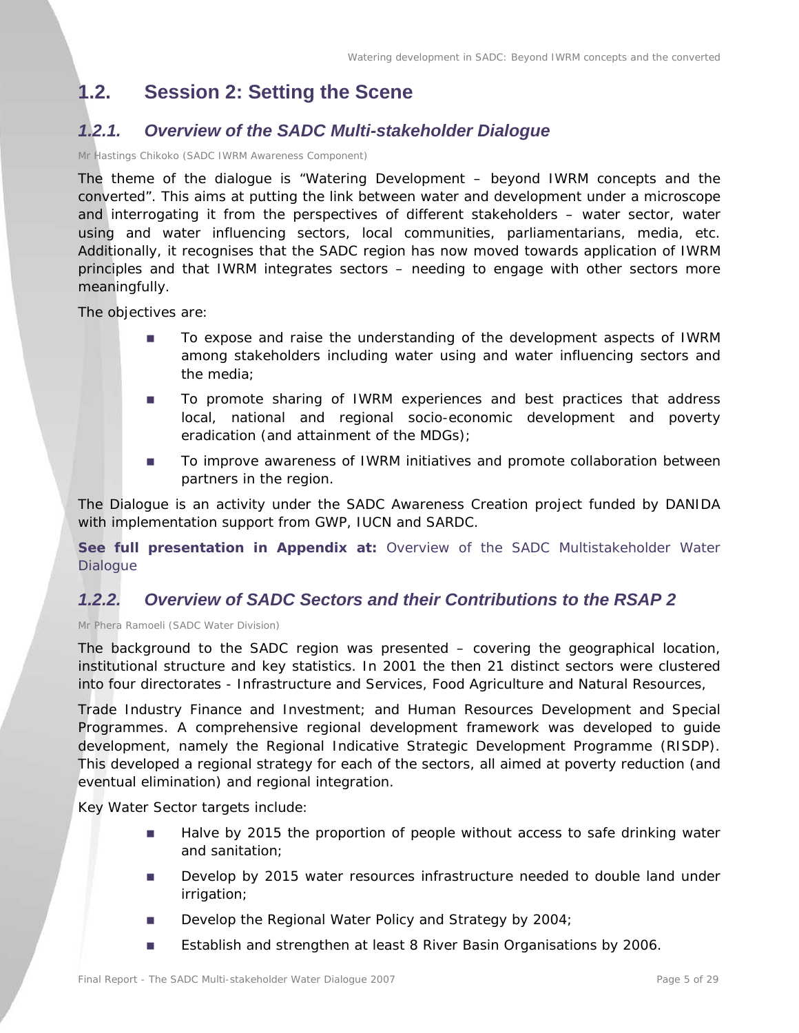## 1.2. Session 2: Setting the Scene

### *1.2.1. Overview of the SADC Multi-stakeholder Dialogue*

Mr Hastings Chikoko (SADC IWRM Awareness Component)

The theme of the dialogue is "Watering Development – beyond IWRM concepts and the converted". This aims at putting the link between water and development under a microscope and interrogating it from the perspectives of different stakeholders – water sector, water using and water influencing sectors, local communities, parliamentarians, media, etc. Additionally, it recognises that the SADC region has now moved towards application of IWRM principles and that IWRM integrates sectors – needing to engage with other sectors more meaningfully.

The objectives are:

- To expose and raise the understanding of the development aspects of IWRM among stakeholders including water using and water influencing sectors and the media;
- To promote sharing of IWRM experiences and best practices that address local, national and regional socio-economic development and poverty eradication (and attainment of the MDGs);
- To improve awareness of IWRM initiatives and promote collaboration between partners in the region.

The Dialogue is an activity under the SADC Awareness Creation project funded by DANIDA with implementation support from GWP, IUCN and SARDC.

**See full presentation in Appendix at:** Overview of the SADC Multistakeholder Water Dialogue

### *1.2.2. Overview of SADC Sectors and their Contributions to the RSAP 2*

Mr Phera Ramoeli (SADC Water Division)

The background to the SADC region was presented – covering the geographical location, institutional structure and key statistics. In 2001 the then 21 distinct sectors were clustered into four directorates - Infrastructure and Services, Food Agriculture and Natural Resources,

Trade Industry Finance and Investment; and Human Resources Development and Special Programmes. A comprehensive regional development framework was developed to guide development, namely the Regional Indicative Strategic Development Programme (RISDP). This developed a regional strategy for each of the sectors, all aimed at poverty reduction (and eventual elimination) and regional integration.

Key Water Sector targets include:

- Halve by 2015 the proportion of people without access to safe drinking water and sanitation;
- Develop by 2015 water resources infrastructure needed to double land under irrigation;
- Develop the Regional Water Policy and Strategy by 2004;
- Establish and strengthen at least 8 River Basin Organisations by 2006.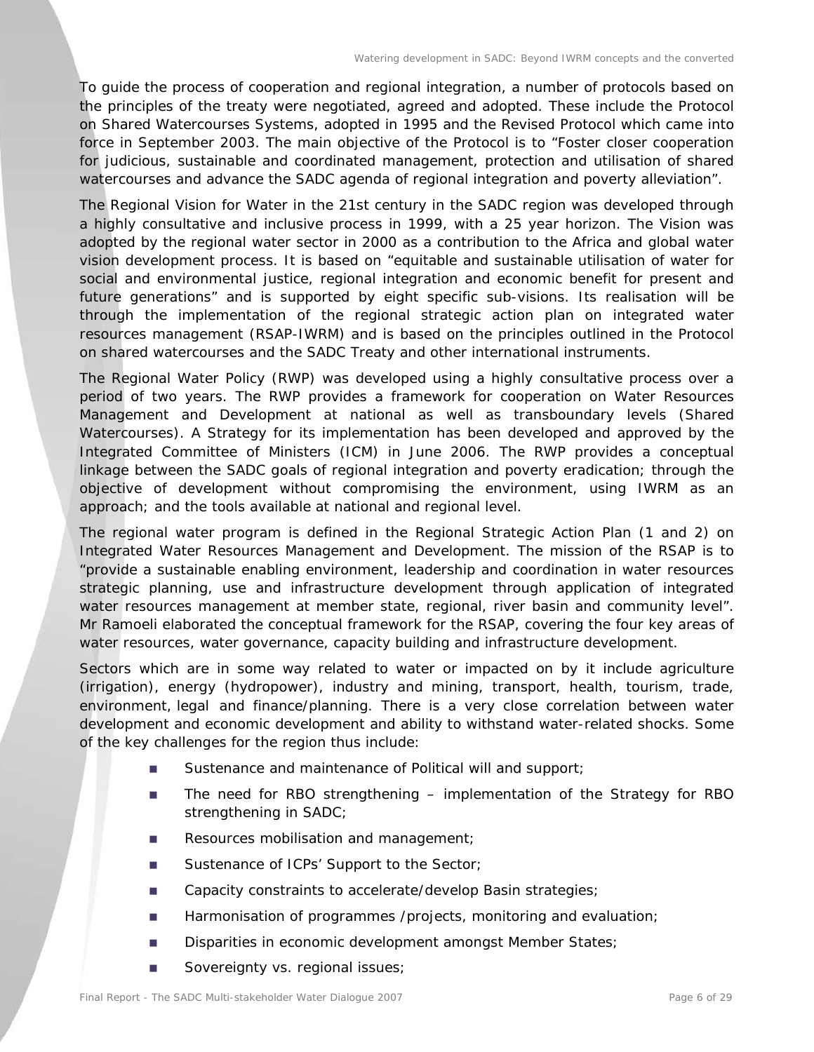To guide the process of cooperation and regional integration, a number of protocols based on the principles of the treaty were negotiated, agreed and adopted. These include the Protocol on Shared Watercourses Systems, adopted in 1995 and the Revised Protocol which came into force in September 2003. The main objective of the Protocol is to "Foster closer cooperation for judicious, sustainable and coordinated management, protection and utilisation of shared watercourses and advance the SADC agenda of regional integration and poverty alleviation".

The Regional Vision for Water in the 21st century in the SADC region was developed through a highly consultative and inclusive process in 1999, with a 25 year horizon. The Vision was adopted by the regional water sector in 2000 as a contribution to the Africa and global water vision development process. It is based on "equitable and sustainable utilisation of water for social and environmental justice, regional integration and economic benefit for present and future generations" and is supported by eight specific sub-visions. Its realisation will be through the implementation of the regional strategic action plan on integrated water resources management (RSAP-IWRM) and is based on the principles outlined in the Protocol on shared watercourses and the SADC Treaty and other international instruments.

The Regional Water Policy (RWP) was developed using a highly consultative process over a period of two years. The RWP provides a framework for cooperation on Water Resources Management and Development at national as well as transboundary levels (Shared Watercourses). A Strategy for its implementation has been developed and approved by the Integrated Committee of Ministers (ICM) in June 2006. The RWP provides a conceptual linkage between the SADC goals of regional integration and poverty eradication; through the objective of development without compromising the environment, using IWRM as an approach; and the tools available at national and regional level.

The regional water program is defined in the Regional Strategic Action Plan (1 and 2) on Integrated Water Resources Management and Development. The mission of the RSAP is to "provide a sustainable enabling environment, leadership and coordination in water resources strategic planning, use and infrastructure development through application of integrated water resources management at member state, regional, river basin and community level". Mr Ramoeli elaborated the conceptual framework for the RSAP, covering the four key areas of water resources, water governance, capacity building and infrastructure development.

Sectors which are in some way related to water or impacted on by it include agriculture (irrigation), energy (hydropower), industry and mining, transport, health, tourism, trade, environment, legal and finance/planning. There is a very close correlation between water development and economic development and ability to withstand water-related shocks. Some of the key challenges for the region thus include:

- Sustenance and maintenance of Political will and support;
- The need for RBO strengthening – implementation of the Strategy for RBO strengthening in SADC;
- Resources mobilisation and management;
- Sustenance of ICPs' Support to the Sector;
- Capacity constraints to accelerate/develop Basin strategies;
- Harmonisation of programmes /projects, monitoring and evaluation;
- Disparities in economic development amongst Member States;
- Sovereignty vs. regional issues;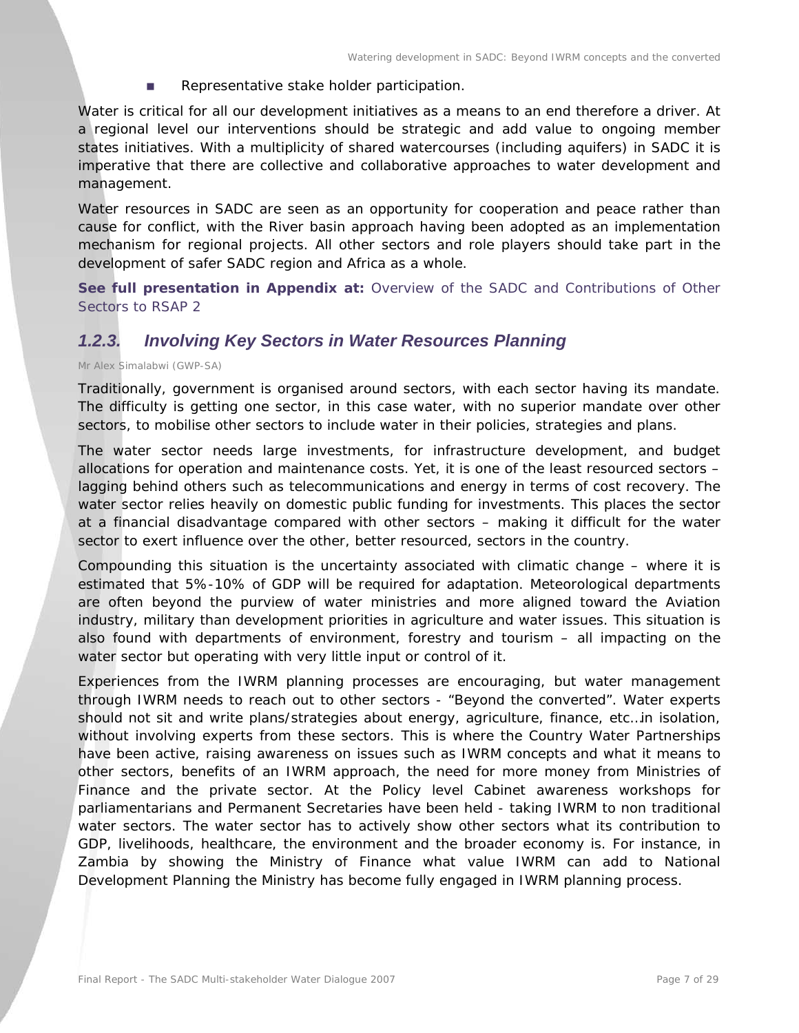- Representative stake holder participation.

Water is critical for all our development initiatives as a means to an end therefore a driver. At a regional level our interventions should be strategic and add value to ongoing member states initiatives. With a multiplicity of shared watercourses (including aquifers) in SADC it is imperative that there are collective and collaborative approaches to water development and management.

Water resources in SADC are seen as an opportunity for cooperation and peace rather than cause for conflict, with the River basin approach having been adopted as an implementation mechanism for regional projects. All other sectors and role players should take part in the development of safer SADC region and Africa as a whole.

**See full presentation in Appendix at:** Overview of the SADC and Contributions of Other Sectors to RSAP 2

### *1.2.3. Involving Key Sectors in Water Resources Planning*

Mr Alex Simalabwi (GWP-SA)

Traditionally, government is organised around sectors, with each sector having its mandate. The difficulty is getting one sector, in this case water, with no superior mandate over other sectors, to mobilise other sectors to include water in their policies, strategies and plans.

The water sector needs large investments, for infrastructure development, and budget allocations for operation and maintenance costs. Yet, it is one of the least resourced sectors – lagging behind others such as telecommunications and energy in terms of cost recovery. The water sector relies heavily on domestic public funding for investments. This places the sector at a financial disadvantage compared with other sectors – making it difficult for the water sector to exert influence over the other, better resourced, sectors in the country.

Compounding this situation is the uncertainty associated with climatic change – where it is estimated that 5%-10% of GDP will be required for adaptation. Meteorological departments are often beyond the purview of water ministries and more aligned toward the Aviation industry, military than development priorities in agriculture and water issues. This situation is also found with departments of environment, forestry and tourism – all impacting on the water sector but operating with very little input or control of it.

Experiences from the IWRM planning processes are encouraging, but water management through IWRM needs to reach out to other sectors - "Beyond the converted". Water experts should not sit and write plans/strategies about energy, agriculture, finance, etc…in isolation, without involving experts from these sectors. This is where the Country Water Partnerships have been active, raising awareness on issues such as IWRM concepts and what it means to other sectors, benefits of an IWRM approach, the need for more money from Ministries of Finance and the private sector. At the Policy level Cabinet awareness workshops for parliamentarians and Permanent Secretaries have been held - taking IWRM to non traditional water sectors. The water sector has to actively show other sectors what its contribution to GDP, livelihoods, healthcare, the environment and the broader economy is. For instance, in Zambia by showing the Ministry of Finance what value IWRM can add to National Development Planning the Ministry has become fully engaged in IWRM planning process.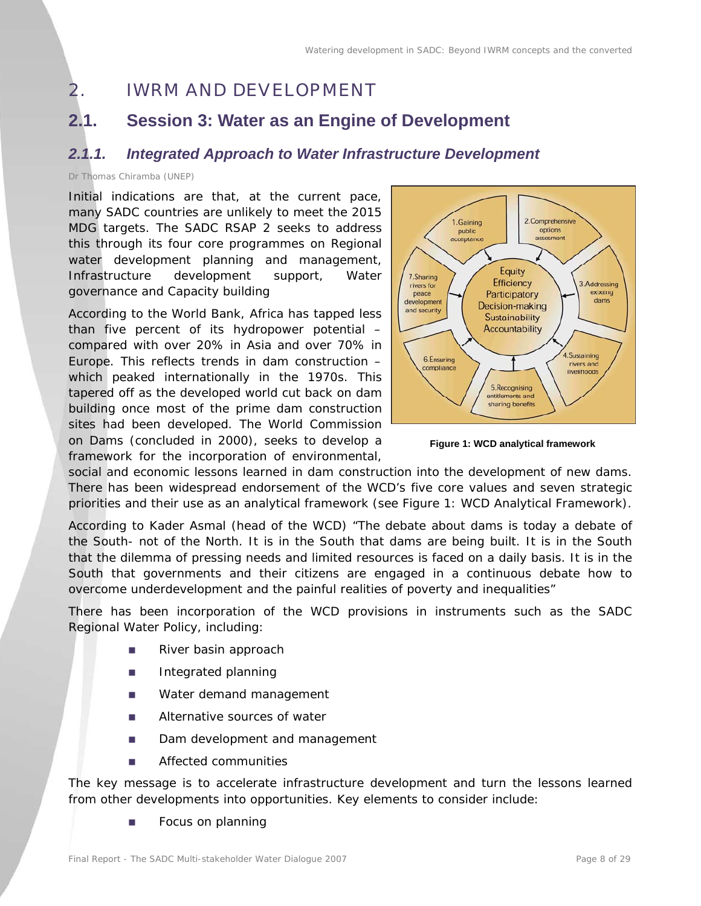# 2. IWRM AND DEVELOPMENT

## 2.1. Session 3: Water as an Engine of Development

### *2.1.1. Integrated Approach to Water Infrastructure Development*

Dr Thomas Chiramba (UNEP)

Initial indications are that, at the current pace, many SADC countries are unlikely to meet the 2015 MDG targets. The SADC RSAP 2 seeks to address this through its four core programmes on Regional water development planning and management, Infrastructure development support, Water governance and Capacity building

According to the World Bank, Africa has tapped less than five percent of its hydropower potential – compared with over 20% in Asia and over 70% in Europe. This reflects trends in dam construction – which peaked internationally in the 1970s. This tapered off as the developed world cut back on dam building once most of the prime dam construction sites had been developed. The World Commission on Dams (concluded in 2000), seeks to develop a framework for the incorporation of environmental, social and economic lessons learned in dam construction into the development of new dams. There has been widespread endorsement of the WCD's five core values and seven strategic priorities and their use as an analytical framework (see Figure 1: WCD Analytical Framework).

**Figure 1: WCD analytical framework**

According to Kader Asmal (head of the WCD) "The debate about dams is today a debate of the South- not of the North. It is in the South that dams are being built. It is in the South that the dilemma of pressing needs and limited resources is faced on a daily basis. It is in the South that governments and their citizens are engaged in a continuous debate how to overcome underdevelopment and the painful realities of poverty and inequalities"

There has been incorporation of the WCD provisions in instruments such as the SADC Regional Water Policy, including:

- River basin approach
- Integrated planning
- Water demand management
- Alternative sources of water
- Dam development and management
- Affected communities

The key message is to accelerate infrastructure development and turn the lessons learned from other developments into opportunities. Key elements to consider include:

- Focus on planning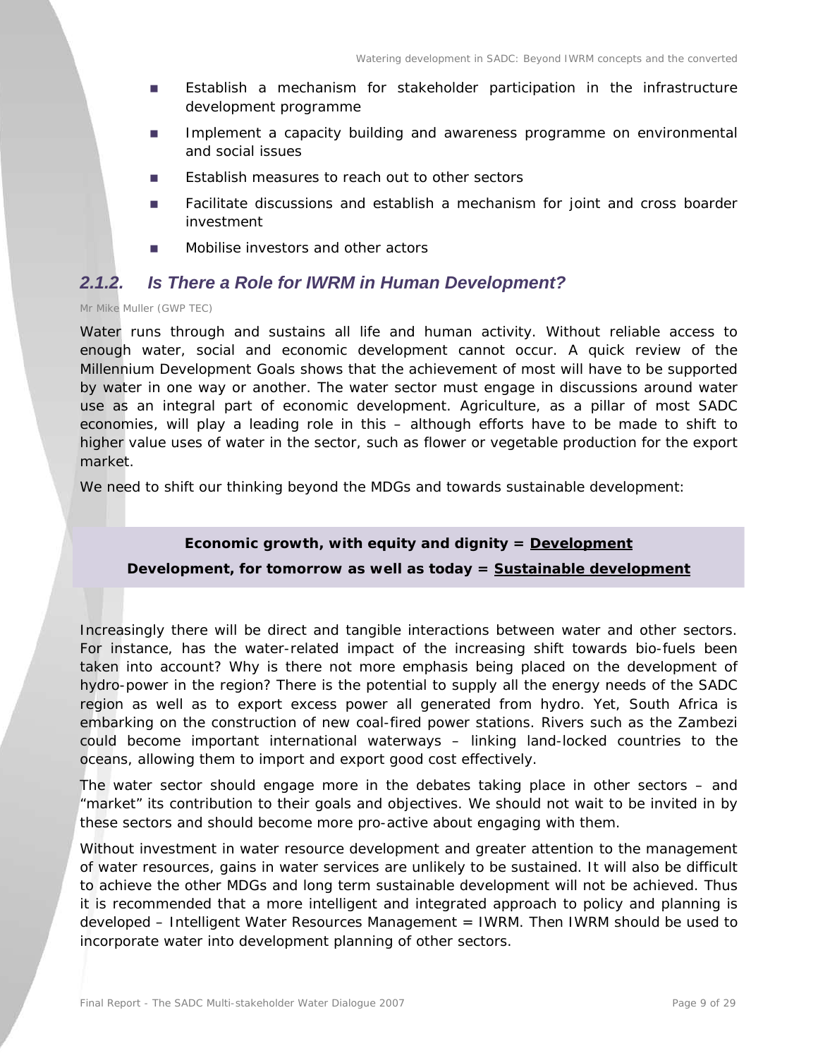- Establish a mechanism for stakeholder participation in the infrastructure development programme
- Implement a capacity building and awareness programme on environmental and social issues
- Establish measures to reach out to other sectors
- Facilitate discussions and establish a mechanism for joint and cross boarder investment
- Mobilise investors and other actors

### *2.1.2. Is There a Role for IWRM in Human Development?*

Mr Mike Muller (GWP TEC)

Water runs through and sustains all life and human activity. Without reliable access to enough water, social and economic development cannot occur. A quick review of the Millennium Development Goals shows that the achievement of most will have to be supported by water in one way or another. The water sector must engage in discussions around water use as an integral part of economic development. Agriculture, as a pillar of most SADC economies, will play a leading role in this – although efforts have to be made to shift to higher value uses of water in the sector, such as flower or vegetable production for the export market.

We need to shift our thinking beyond the MDGs and towards sustainable development:

**Economic growth, with equity and dignity = <u>Development</u>**

**Development, for tomorrow as well as today = <u>Sustainable development</u>**

Increasingly there will be direct and tangible interactions between water and other sectors. For instance, has the water-related impact of the increasing shift towards bio-fuels been taken into account? Why is there not more emphasis being placed on the development of hydro-power in the region? There is the potential to supply all the energy needs of the SADC region as well as to export excess power all generated from hydro. Yet, South Africa is embarking on the construction of new coal-fired power stations. Rivers such as the Zambezi could become important international waterways – linking land-locked countries to the oceans, allowing them to import and export good cost effectively.

The water sector should engage more in the debates taking place in other sectors – and "market" its contribution to their goals and objectives. We should not wait to be invited in by these sectors and should become more pro-active about engaging with them.

Without investment in water resource development and greater attention to the management of water resources, gains in water services are unlikely to be sustained. It will also be difficult to achieve the other MDGs and long term sustainable development will not be achieved. Thus it is recommended that a more intelligent and integrated approach to policy and planning is developed – Intelligent Water Resources Management = IWRM. Then IWRM should be used to incorporate water into development planning of other sectors.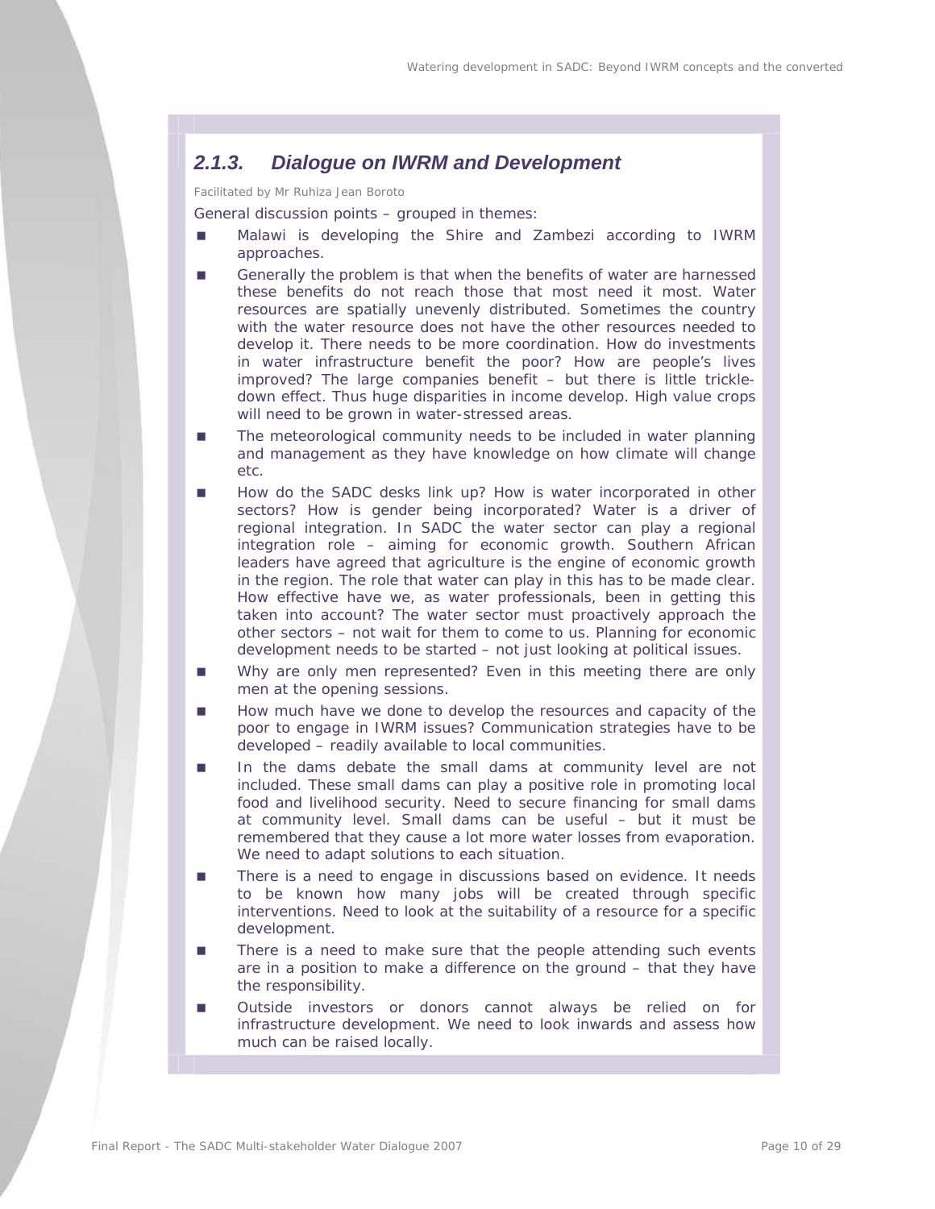### *2.1.3. Dialogue on IWRM and Development*

*Facilitated by Mr Ruhiza Jean Boroto*

General discussion points – grouped in themes:

- Malawi is developing the Shire and Zambezi according to IWRM approaches.
- Generally the problem is that when the benefits of water are harnessed these benefits do not reach those that most need it most. Water resources are spatially unevenly distributed. Sometimes the country with the water resource does not have the other resources needed to develop it. There needs to be more coordination. How do investments in water infrastructure benefit the poor? How are people's lives improved? The large companies benefit – but there is little trickle-down effect. Thus huge disparities in income develop. High value crops will need to be grown in water-stressed areas.
- The meteorological community needs to be included in water planning and management as they have knowledge on how climate will change etc.
- How do the SADC desks link up? How is water incorporated in other sectors? How is gender being incorporated? Water is a driver of regional integration. In SADC the water sector can play a regional integration role – aiming for economic growth. Southern African leaders have agreed that agriculture is the engine of economic growth in the region. The role that water can play in this has to be made clear. How effective have we, as water professionals, been in getting this taken into account? The water sector must proactively approach the other sectors – not wait for them to come to us. Planning for economic development needs to be started – not just looking at political issues.
- Why are only men represented? Even in this meeting there are only men at the opening sessions.
- How much have we done to develop the resources and capacity of the poor to engage in IWRM issues? Communication strategies have to be developed – readily available to local communities.
- In the dams debate the small dams at community level are not included. These small dams can play a positive role in promoting local food and livelihood security. Need to secure financing for small dams at community level. Small dams can be useful – but it must be remembered that they cause a lot more water losses from evaporation. We need to adapt solutions to each situation.
- There is a need to engage in discussions based on evidence. It needs to be known how many jobs will be created through specific interventions. Need to look at the suitability of a resource for a specific development.
- There is a need to make sure that the people attending such events are in a position to make a difference on the ground – that they have the responsibility.
- Outside investors or donors cannot always be relied on for infrastructure development. We need to look inwards and assess how much can be raised locally.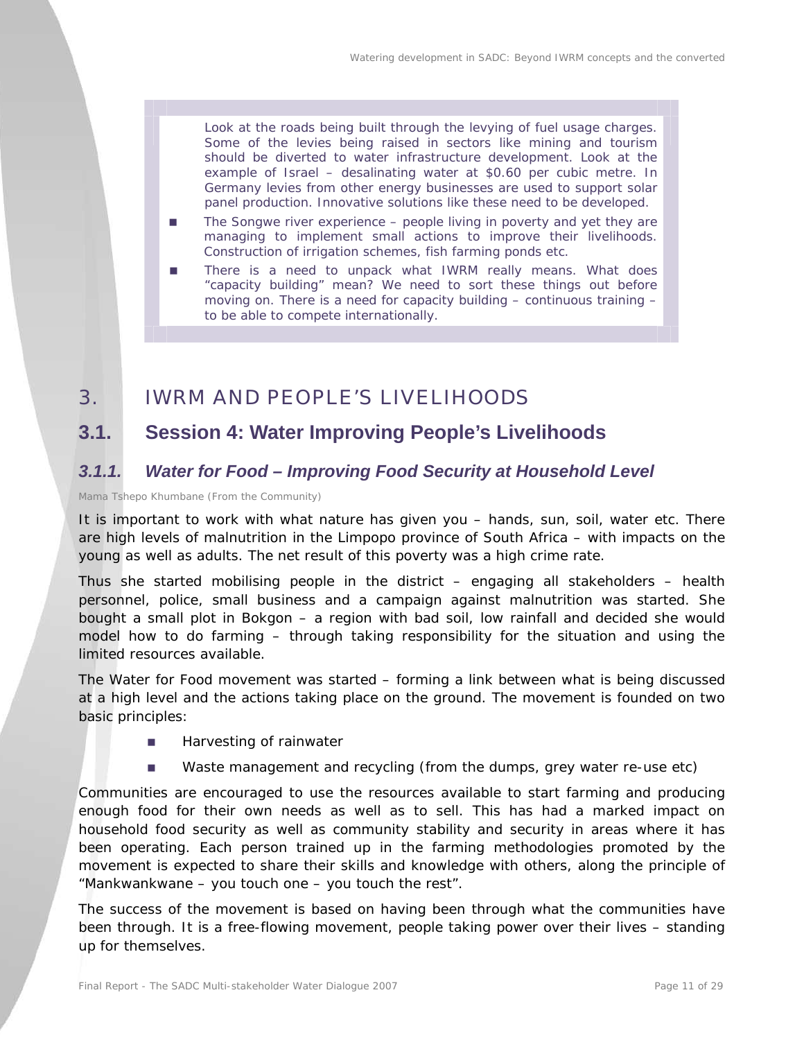Look at the roads being built through the levying of fuel usage charges. Some of the levies being raised in sectors like mining and tourism should be diverted to water infrastructure development. Look at the example of Israel – desalinating water at $0.60 per cubic metre. In Germany levies from other energy businesses are used to support solar panel production. Innovative solutions like these need to be developed.

- The Songwe river experience – people living in poverty and yet they are managing to implement small actions to improve their livelihoods. Construction of irrigation schemes, fish farming ponds etc.
- There is a need to unpack what IWRM really means. What does "capacity building" mean? We need to sort these things out before moving on. There is a need for capacity building – continuous training – to be able to compete internationally.

# 3. IWRM AND PEOPLE'S LIVELIHOODS

## 3.1. Session 4: Water Improving People's Livelihoods

### *3.1.1. Water for Food – Improving Food Security at Household Level*

Mama Tshepo Khumbane (From the Community)

It is important to work with what nature has given you – hands, sun, soil, water etc. There are high levels of malnutrition in the Limpopo province of South Africa – with impacts on the young as well as adults. The net result of this poverty was a high crime rate.

Thus she started mobilising people in the district – engaging all stakeholders – health personnel, police, small business and a campaign against malnutrition was started. She bought a small plot in Bokgon – a region with bad soil, low rainfall and decided she would model how to do farming – through taking responsibility for the situation and using the limited resources available.

The Water for Food movement was started – forming a link between what is being discussed at a high level and the actions taking place on the ground. The movement is founded on two basic principles:

- Harvesting of rainwater
- Waste management and recycling (from the dumps, grey water re-use etc)

Communities are encouraged to use the resources available to start farming and producing enough food for their own needs as well as to sell. This has had a marked impact on household food security as well as community stability and security in areas where it has been operating. Each person trained up in the farming methodologies promoted by the movement is expected to share their skills and knowledge with others, along the principle of "Mankwankwane – you touch one – you touch the rest".

The success of the movement is based on having been through what the communities have been through. It is a free-flowing movement, people taking power over their lives – standing up for themselves.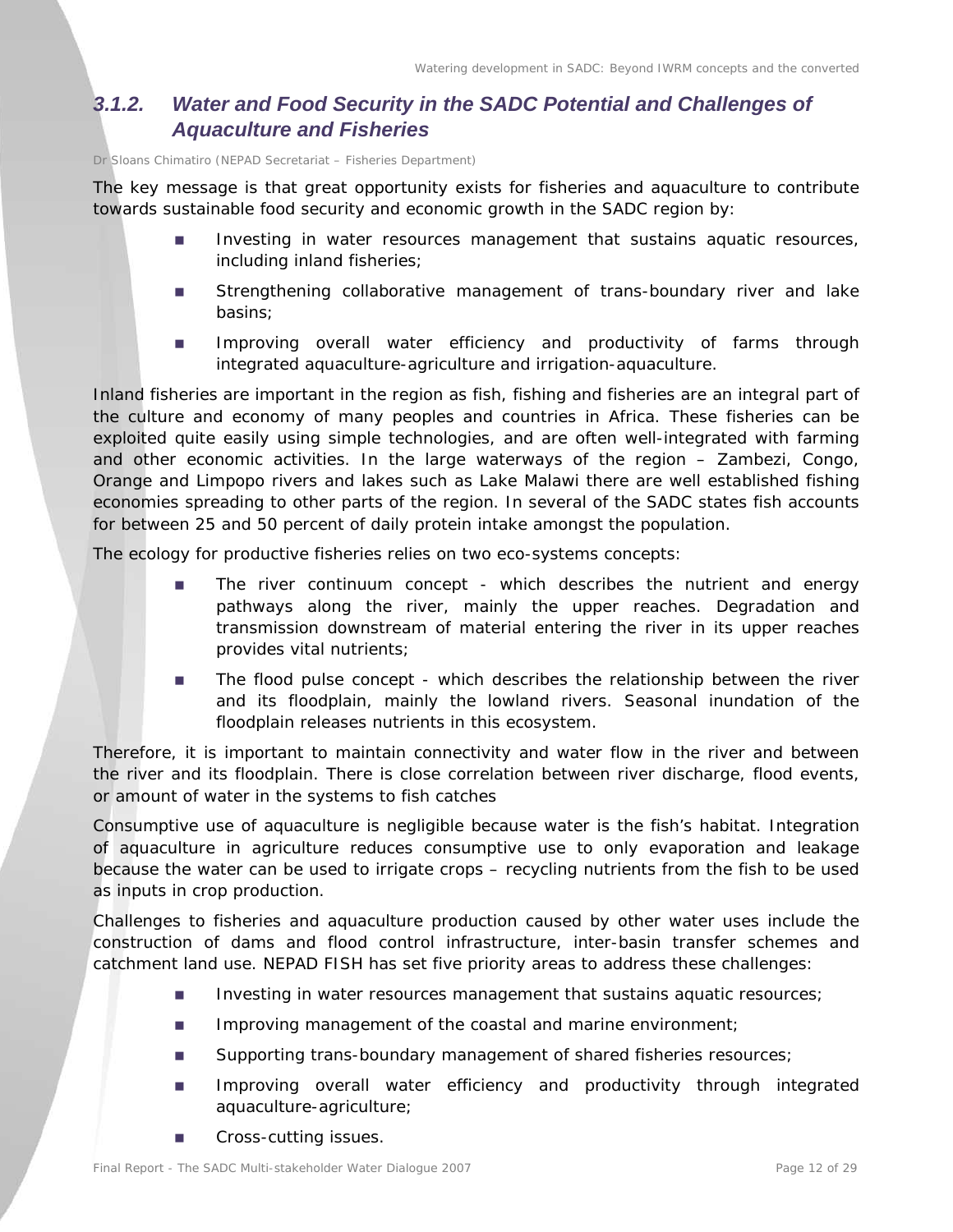### *3.1.2. Water and Food Security in the SADC Potential and Challenges of Aquaculture and Fisheries*

Dr Sloans Chimatiro (NEPAD Secretariat – Fisheries Department)

The key message is that great opportunity exists for fisheries and aquaculture to contribute towards sustainable food security and economic growth in the SADC region by:

- Investing in water resources management that sustains aquatic resources, including inland fisheries;
- Strengthening collaborative management of trans-boundary river and lake basins;
- Improving overall water efficiency and productivity of farms through integrated aquaculture-agriculture and irrigation-aquaculture.

Inland fisheries are important in the region as fish, fishing and fisheries are an integral part of the culture and economy of many peoples and countries in Africa. These fisheries can be exploited quite easily using simple technologies, and are often well-integrated with farming and other economic activities. In the large waterways of the region – Zambezi, Congo, Orange and Limpopo rivers and lakes such as Lake Malawi there are well established fishing economies spreading to other parts of the region. In several of the SADC states fish accounts for between 25 and 50 percent of daily protein intake amongst the population.

The ecology for productive fisheries relies on two eco-systems concepts:

- The river continuum concept - which describes the nutrient and energy pathways along the river, mainly the upper reaches. Degradation and transmission downstream of material entering the river in its upper reaches provides vital nutrients;
- The flood pulse concept - which describes the relationship between the river and its floodplain, mainly the lowland rivers. Seasonal inundation of the floodplain releases nutrients in this ecosystem.

Therefore, it is important to maintain connectivity and water flow in the river and between the river and its floodplain. There is close correlation between river discharge, flood events, or amount of water in the systems to fish catches

Consumptive use of aquaculture is negligible because water is the fish's habitat. Integration of aquaculture in agriculture reduces consumptive use to only evaporation and leakage because the water can be used to irrigate crops – recycling nutrients from the fish to be used as inputs in crop production.

Challenges to fisheries and aquaculture production caused by other water uses include the construction of dams and flood control infrastructure, inter-basin transfer schemes and catchment land use. NEPAD FISH has set five priority areas to address these challenges:

- Investing in water resources management that sustains aquatic resources;
- Improving management of the coastal and marine environment;
- Supporting trans-boundary management of shared fisheries resources;
- Improving overall water efficiency and productivity through integrated aquaculture-agriculture;
- Cross-cutting issues.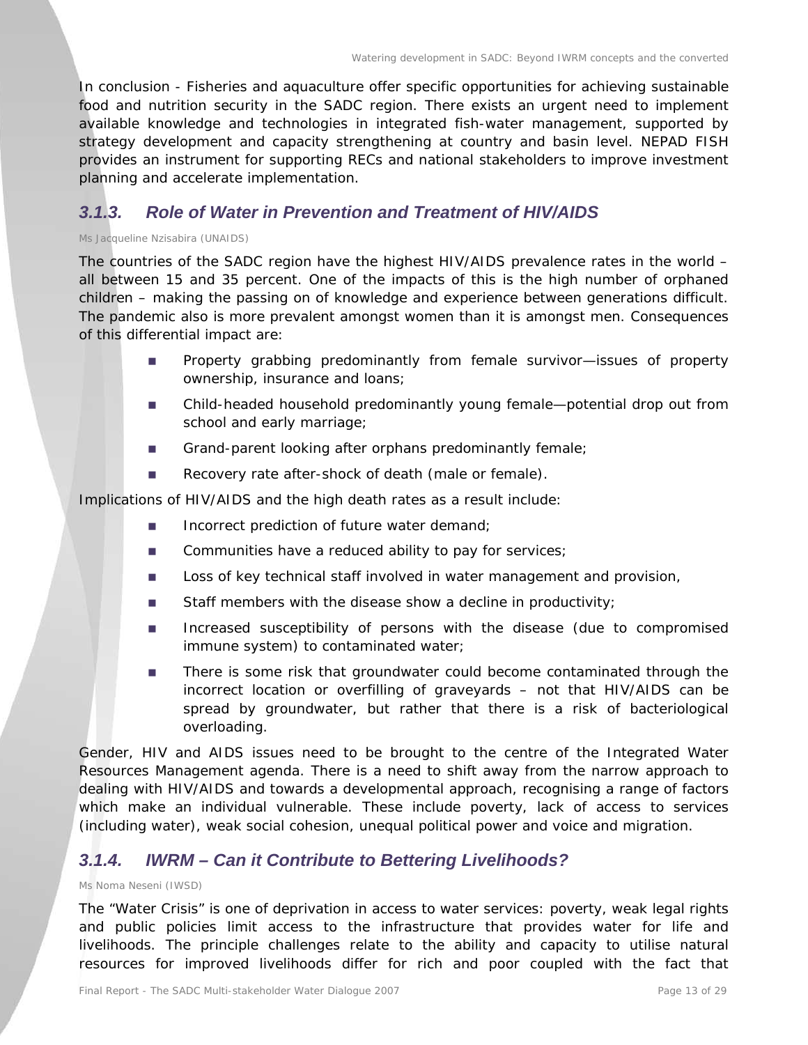In conclusion - Fisheries and aquaculture offer specific opportunities for achieving sustainable food and nutrition security in the SADC region. There exists an urgent need to implement available knowledge and technologies in integrated fish-water management, supported by strategy development and capacity strengthening at country and basin level. NEPAD FISH provides an instrument for supporting RECs and national stakeholders to improve investment planning and accelerate implementation.

### *3.1.3. Role of Water in Prevention and Treatment of HIV/AIDS*

*Ms Jacqueline Nzisabira (UNAIDS)*

The countries of the SADC region have the highest HIV/AIDS prevalence rates in the world – all between 15 and 35 percent. One of the impacts of this is the high number of orphaned children – making the passing on of knowledge and experience between generations difficult. The pandemic also is more prevalent amongst women than it is amongst men. Consequences of this differential impact are:

- Property grabbing predominantly from female survivor—issues of property ownership, insurance and loans;
- Child-headed household predominantly young female—potential drop out from school and early marriage;
- Grand-parent looking after orphans predominantly female;
- Recovery rate after-shock of death (male or female).

Implications of HIV/AIDS and the high death rates as a result include:

- Incorrect prediction of future water demand;
- Communities have a reduced ability to pay for services;
- Loss of key technical staff involved in water management and provision,
- Staff members with the disease show a decline in productivity;
- Increased susceptibility of persons with the disease (due to compromised immune system) to contaminated water;
- There is some risk that groundwater could become contaminated through the incorrect location or overfilling of graveyards – not that HIV/AIDS can be spread by groundwater, but rather that there is a risk of bacteriological overloading.

Gender, HIV and AIDS issues need to be brought to the centre of the Integrated Water Resources Management agenda. There is a need to shift away from the narrow approach to dealing with HIV/AIDS and towards a developmental approach, recognising a range of factors which make an individual vulnerable. These include poverty, lack of access to services (including water), weak social cohesion, unequal political power and voice and migration.

### *3.1.4. IWRM – Can it Contribute to Bettering Livelihoods?*

*Ms Noma Neseni (IWSD)*

The "Water Crisis" is one of deprivation in access to water services: poverty, weak legal rights and public policies limit access to the infrastructure that provides water for life and livelihoods. The principle challenges relate to the ability and capacity to utilise natural resources for improved livelihoods differ for rich and poor coupled with the fact that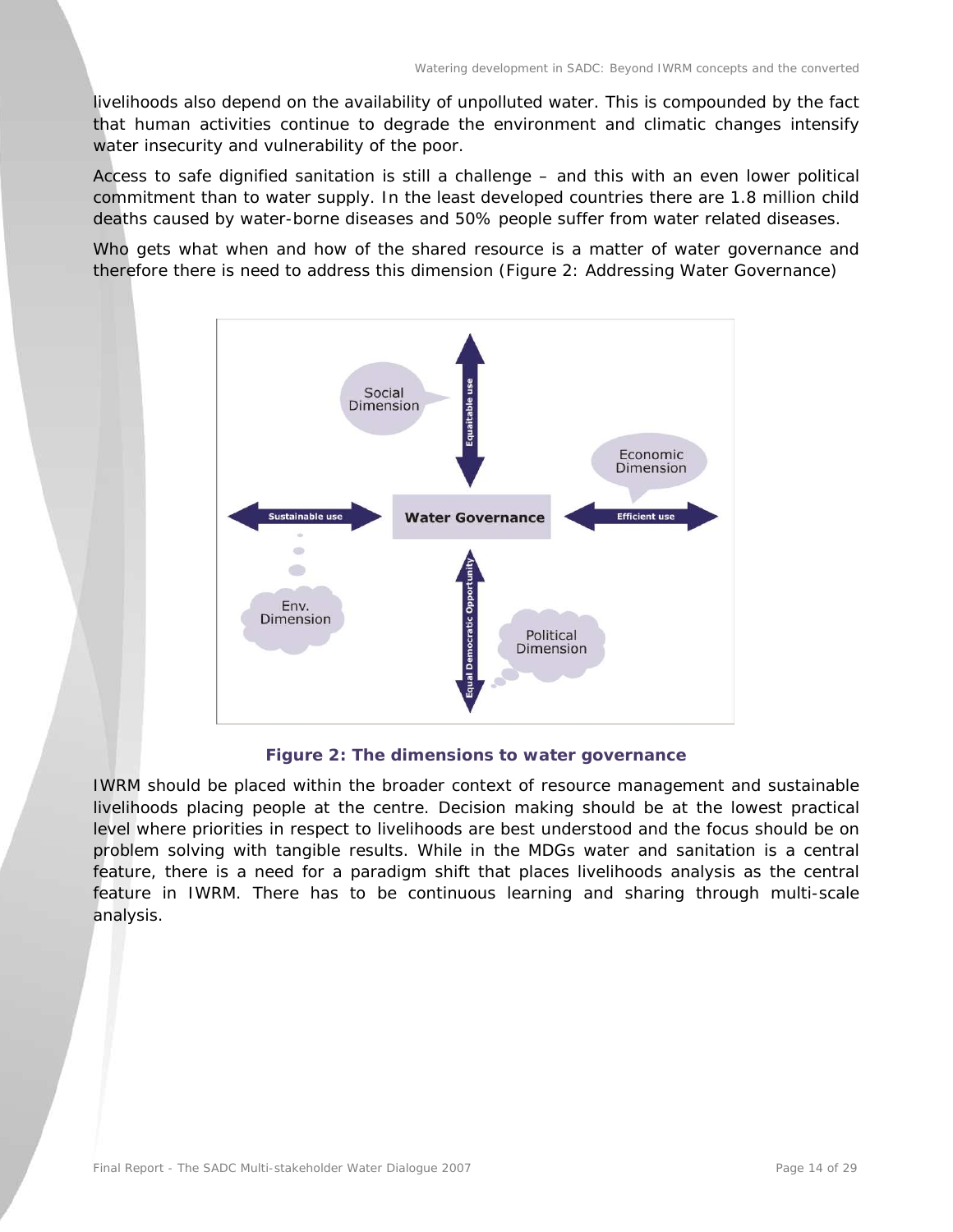livelihoods also depend on the availability of unpolluted water. This is compounded by the fact that human activities continue to degrade the environment and climatic changes intensify water insecurity and vulnerability of the poor.

Access to safe dignified sanitation is still a challenge – and this with an even lower political commitment than to water supply. In the least developed countries there are 1.8 million child deaths caused by water-borne diseases and 50% people suffer from water related diseases.

Who gets what when and how of the shared resource is a matter of water governance and therefore there is need to address this dimension (Figure 2: Addressing Water Governance)

**Figure 2: The dimensions to water governance**

IWRM should be placed within the broader context of resource management and sustainable livelihoods placing people at the centre. Decision making should be at the lowest practical level where priorities in respect to livelihoods are best understood and the focus should be on problem solving with tangible results. While in the MDGs water and sanitation is a central feature, there is a need for a paradigm shift that places livelihoods analysis as the central feature in IWRM. There has to be continuous learning and sharing through multi-scale analysis.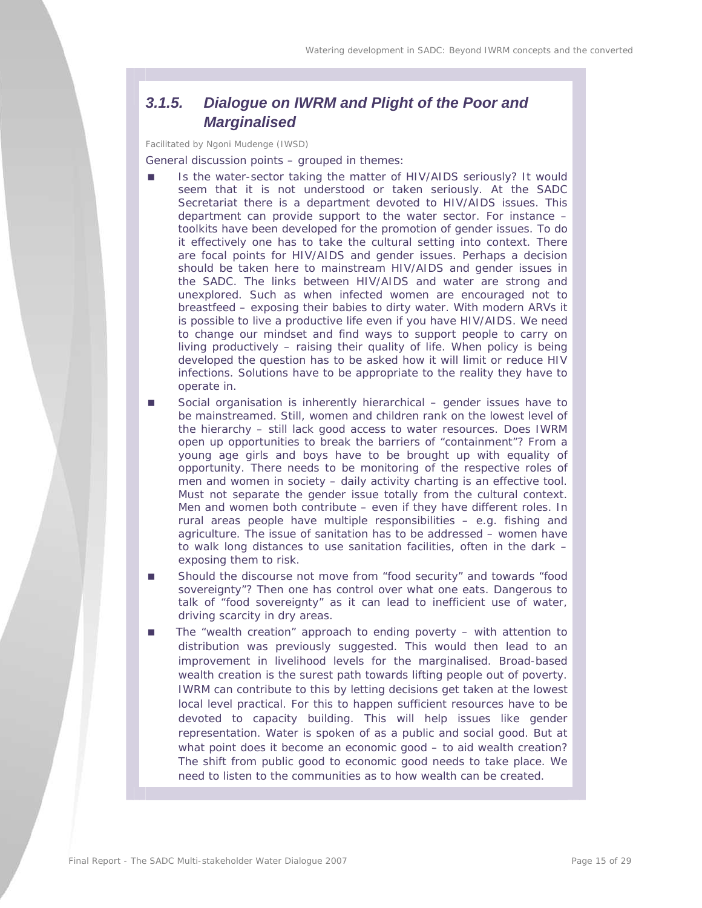### *3.1.5. Dialogue on IWRM and Plight of the Poor and Marginalised*

*Facilitated by Ngoni Mudenge (IWSD)*

General discussion points – grouped in themes:

- Is the water-sector taking the matter of HIV/AIDS seriously? It would seem that it is not understood or taken seriously. At the SADC Secretariat there is a department devoted to HIV/AIDS issues. This department can provide support to the water sector. For instance – toolkits have been developed for the promotion of gender issues. To do it effectively one has to take the cultural setting into context. There are focal points for HIV/AIDS and gender issues. Perhaps a decision should be taken here to mainstream HIV/AIDS and gender issues in the SADC. The links between HIV/AIDS and water are strong and unexplored. Such as when infected women are encouraged not to breastfeed – exposing their babies to dirty water. With modern ARVs it is possible to live a productive life even if you have HIV/AIDS. We need to change our mindset and find ways to support people to carry on living productively – raising their quality of life. When policy is being developed the question has to be asked how it will limit or reduce HIV infections. Solutions have to be appropriate to the reality they have to operate in.
- Social organisation is inherently hierarchical – gender issues have to be mainstreamed. Still, women and children rank on the lowest level of the hierarchy – still lack good access to water resources. Does IWRM open up opportunities to break the barriers of "containment"? From a young age girls and boys have to be brought up with equality of opportunity. There needs to be monitoring of the respective roles of men and women in society – daily activity charting is an effective tool. Must not separate the gender issue totally from the cultural context. Men and women both contribute – even if they have different roles. In rural areas people have multiple responsibilities – e.g. fishing and agriculture. The issue of sanitation has to be addressed – women have to walk long distances to use sanitation facilities, often in the dark – exposing them to risk.
- Should the discourse not move from "food security" and towards "food sovereignty"? Then one has control over what one eats. Dangerous to talk of "food sovereignty" as it can lead to inefficient use of water, driving scarcity in dry areas.
- The "wealth creation" approach to ending poverty – with attention to distribution was previously suggested. This would then lead to an improvement in livelihood levels for the marginalised. Broad-based wealth creation is the surest path towards lifting people out of poverty. IWRM can contribute to this by letting decisions get taken at the lowest local level practical. For this to happen sufficient resources have to be devoted to capacity building. This will help issues like gender representation. Water is spoken of as a public and social good. But at what point does it become an economic good – to aid wealth creation? The shift from public good to economic good needs to take place. We need to listen to the communities as to how wealth can be created.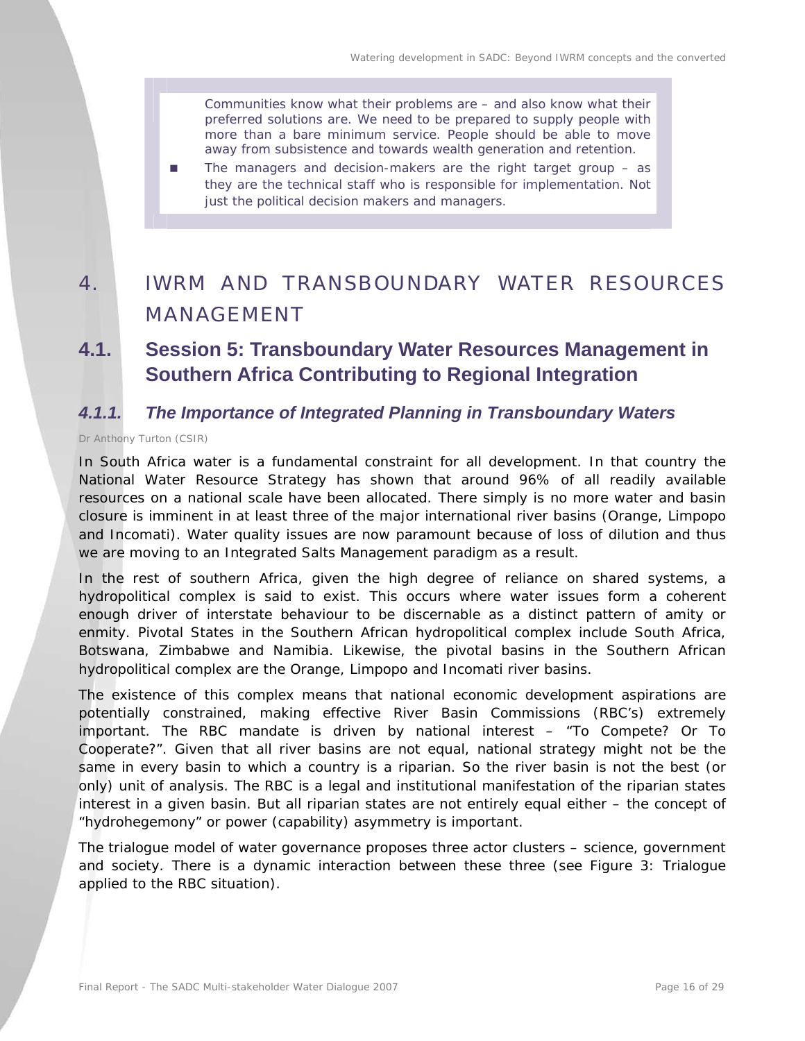Communities know what their problems are – and also know what their preferred solutions are. We need to be prepared to supply people with more than a bare minimum service. People should be able to move away from subsistence and towards wealth generation and retention.

- The managers and decision-makers are the right target group – as they are the technical staff who is responsible for implementation. Not just the political decision makers and managers.

# 4. IWRM AND TRANSBOUNDARY WATER RESOURCES MANAGEMENT

## 4.1. Session 5: Transboundary Water Resources Management in Southern Africa Contributing to Regional Integration

### *4.1.1. The Importance of Integrated Planning in Transboundary Waters*

Dr Anthony Turton (CSIR)

In South Africa water is a fundamental constraint for all development. In that country the National Water Resource Strategy has shown that around 96% of all readily available resources on a national scale have been allocated. There simply is no more water and basin closure is imminent in at least three of the major international river basins (Orange, Limpopo and Incomati). Water quality issues are now paramount because of loss of dilution and thus we are moving to an Integrated Salts Management paradigm as a result.

In the rest of southern Africa, given the high degree of reliance on shared systems, a hydropolitical complex is said to exist. This occurs where water issues form a coherent enough driver of interstate behaviour to be discernable as a distinct pattern of amity or enmity. Pivotal States in the Southern African hydropolitical complex include South Africa, Botswana, Zimbabwe and Namibia. Likewise, the pivotal basins in the Southern African hydropolitical complex are the Orange, Limpopo and Incomati river basins.

The existence of this complex means that national economic development aspirations are potentially constrained, making effective River Basin Commissions (RBC's) extremely important. The RBC mandate is driven by national interest – "To Compete? Or To Cooperate?". Given that all river basins are not equal, national strategy might not be the same in every basin to which a country is a riparian. So the river basin is not the best (or only) unit of analysis. The RBC is a legal and institutional manifestation of the riparian states interest in a given basin. But all riparian states are not entirely equal either – the concept of "hydrohegemony" or power (capability) asymmetry is important.

The trialogue model of water governance proposes three actor clusters – science, government and society. There is a dynamic interaction between these three (see Figure 3: Trialogue applied to the RBC situation).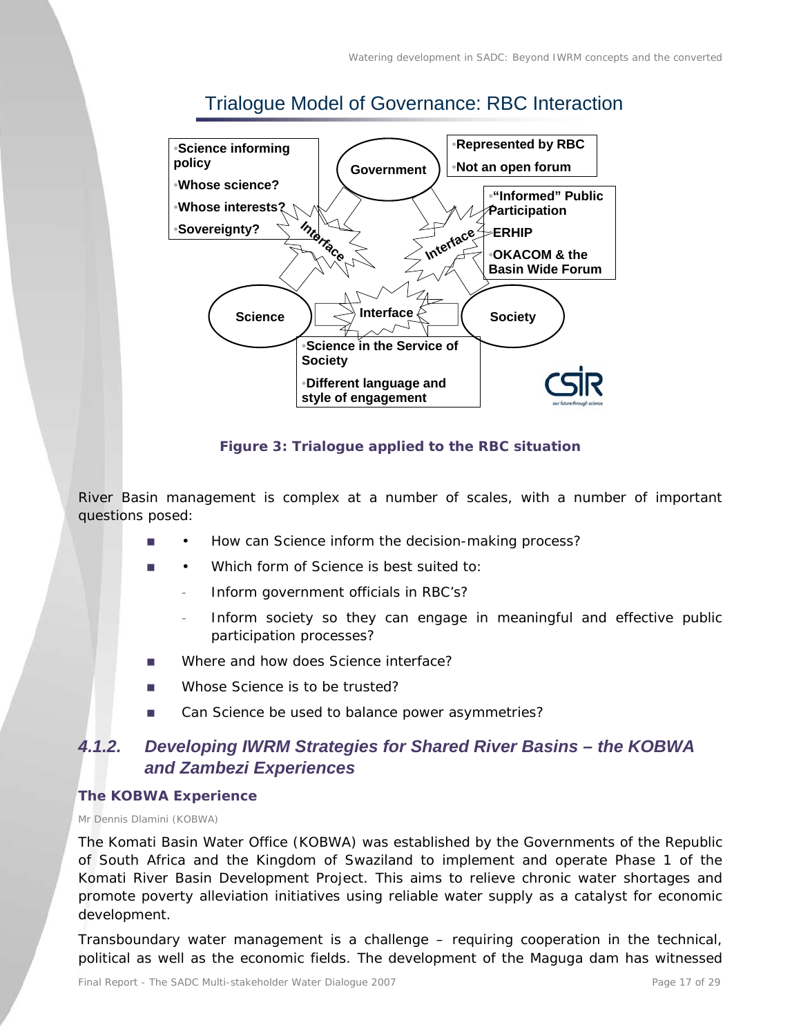## Trialogue Model of Governance: RBC Interaction

- Science informing policy
- Whose science?
- Whose interests?
- Sovereignty?

Government

- Represented by RBC
- Not an open forum

- "Informed" Public Participation
- ERHIP
- OKACOM & the Basin Wide Forum

Interface

Interface

Science

Interface

Society

- Science in the Service of Society
- Different language and style of engagement

**Figure 3: Trialogue applied to the RBC situation**

River Basin management is complex at a number of scales, with a number of important questions posed:

- How can Science inform the decision-making process?
- Which form of Science is best suited to:
  - Inform government officials in RBC's?
  - Inform society so they can engage in meaningful and effective public participation processes?
- Where and how does Science interface?
- Whose Science is to be trusted?
- Can Science be used to balance power asymmetries?

### *4.1.2. Developing IWRM Strategies for Shared River Basins – the KOBWA and Zambezi Experiences*

**The KOBWA Experience**

Mr Dennis Dlamini (KOBWA)

The Komati Basin Water Office (KOBWA) was established by the Governments of the Republic of South Africa and the Kingdom of Swaziland to implement and operate Phase 1 of the Komati River Basin Development Project. This aims to relieve chronic water shortages and promote poverty alleviation initiatives using reliable water supply as a catalyst for economic development.

Transboundary water management is a challenge – requiring cooperation in the technical, political as well as the economic fields. The development of the Maguga dam has witnessed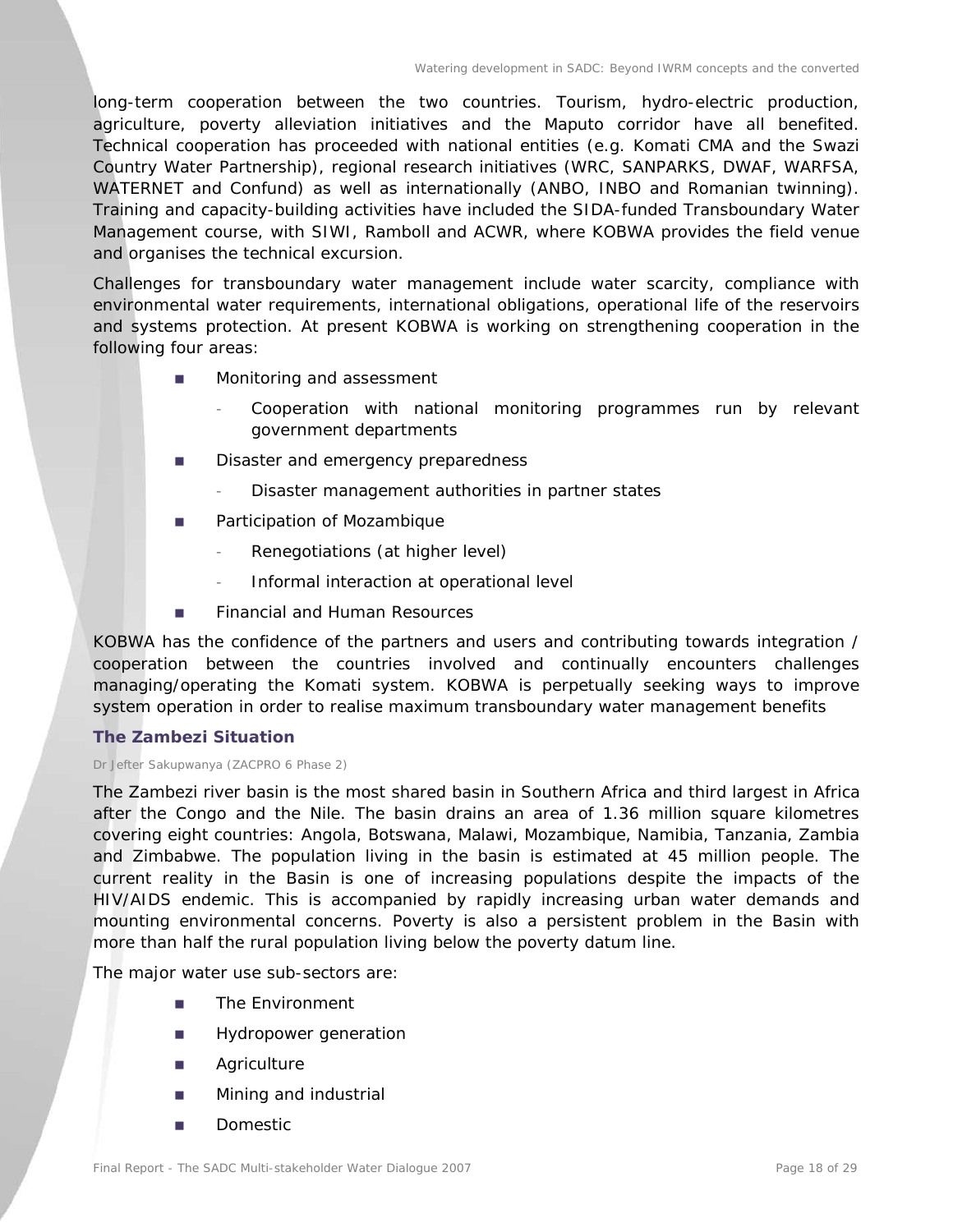long-term cooperation between the two countries. Tourism, hydro-electric production, agriculture, poverty alleviation initiatives and the Maputo corridor have all benefited. Technical cooperation has proceeded with national entities (e.g. Komati CMA and the Swazi Country Water Partnership), regional research initiatives (WRC, SANPARKS, DWAF, WARFSA, WATERNET and Confund) as well as internationally (ANBO, INBO and Romanian twinning). Training and capacity-building activities have included the SIDA-funded Transboundary Water Management course, with SIWI, Ramboll and ACWR, where KOBWA provides the field venue and organises the technical excursion.

Challenges for transboundary water management include water scarcity, compliance with environmental water requirements, international obligations, operational life of the reservoirs and systems protection. At present KOBWA is working on strengthening cooperation in the following four areas:

- Monitoring and assessment
  - Cooperation with national monitoring programmes run by relevant government departments
- Disaster and emergency preparedness
  - Disaster management authorities in partner states
- Participation of Mozambique
  - Renegotiations (at higher level)
  - Informal interaction at operational level
- Financial and Human Resources

KOBWA has the confidence of the partners and users and contributing towards integration / cooperation between the countries involved and continually encounters challenges managing/operating the Komati system. KOBWA is perpetually seeking ways to improve system operation in order to realise maximum transboundary water management benefits

### The Zambezi Situation

*Dr Jefter Sakupwanya (ZACPRO 6 Phase 2)*

The Zambezi river basin is the most shared basin in Southern Africa and third largest in Africa after the Congo and the Nile. The basin drains an area of 1.36 million square kilometres covering eight countries: Angola, Botswana, Malawi, Mozambique, Namibia, Tanzania, Zambia and Zimbabwe. The population living in the basin is estimated at 45 million people. The current reality in the Basin is one of increasing populations despite the impacts of the HIV/AIDS endemic. This is accompanied by rapidly increasing urban water demands and mounting environmental concerns. Poverty is also a persistent problem in the Basin with more than half the rural population living below the poverty datum line.

The major water use sub-sectors are:

- The Environment
- Hydropower generation
- Agriculture
- Mining and industrial
- Domestic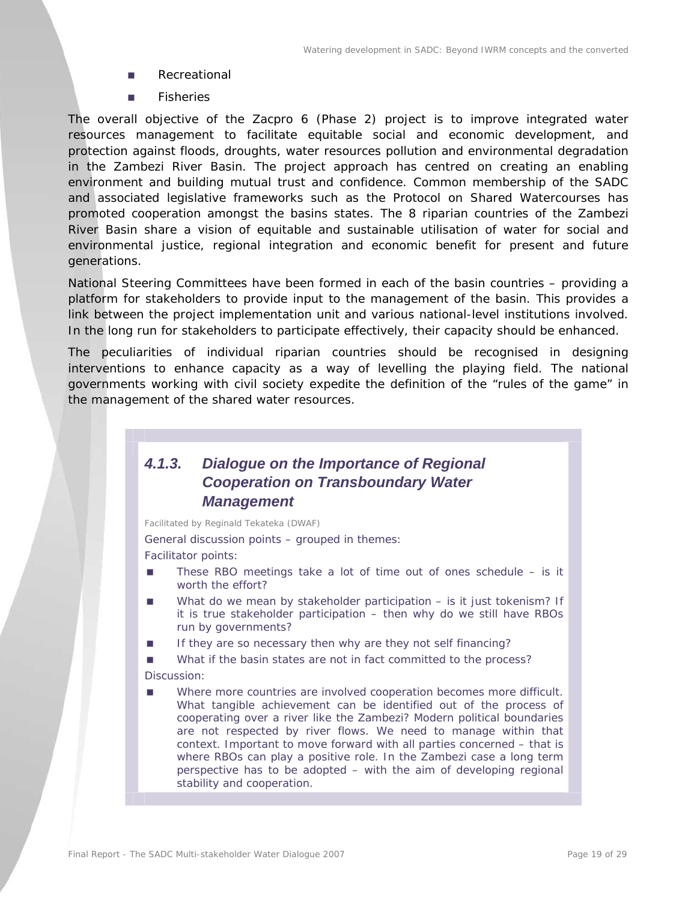- Recreational
- Fisheries

The overall objective of the Zacpro 6 (Phase 2) project is to improve integrated water resources management to facilitate equitable social and economic development, and protection against floods, droughts, water resources pollution and environmental degradation in the Zambezi River Basin. The project approach has centred on creating an enabling environment and building mutual trust and confidence. Common membership of the SADC and associated legislative frameworks such as the Protocol on Shared Watercourses has promoted cooperation amongst the basins states. The 8 riparian countries of the Zambezi River Basin share a vision of equitable and sustainable utilisation of water for social and environmental justice, regional integration and economic benefit for present and future generations.

National Steering Committees have been formed in each of the basin countries – providing a platform for stakeholders to provide input to the management of the basin. This provides a link between the project implementation unit and various national-level institutions involved. In the long run for stakeholders to participate effectively, their capacity should be enhanced.

The peculiarities of individual riparian countries should be recognised in designing interventions to enhance capacity as a way of levelling the playing field. The national governments working with civil society expedite the definition of the "rules of the game" in the management of the shared water resources.

### *4.1.3. Dialogue on the Importance of Regional Cooperation on Transboundary Water Management*

*Facilitated by Reginald Tekateka (DWAF)*

*General discussion points – grouped in themes:*

*Facilitator points:*

- *These RBO meetings take a lot of time out of ones schedule – is it worth the effort?*
- *What do we mean by stakeholder participation – is it just tokenism? If it is true stakeholder participation – then why do we still have RBOs run by governments?*
- *If they are so necessary then why are they not self financing?*
- *What if the basin states are not in fact committed to the process?*

*Discussion:*

- *Where more countries are involved cooperation becomes more difficult. What tangible achievement can be identified out of the process of cooperating over a river like the Zambezi? Modern political boundaries are not respected by river flows. We need to manage within that context. Important to move forward with all parties concerned – that is where RBOs can play a positive role. In the Zambezi case a long term perspective has to be adopted – with the aim of developing regional stability and cooperation.*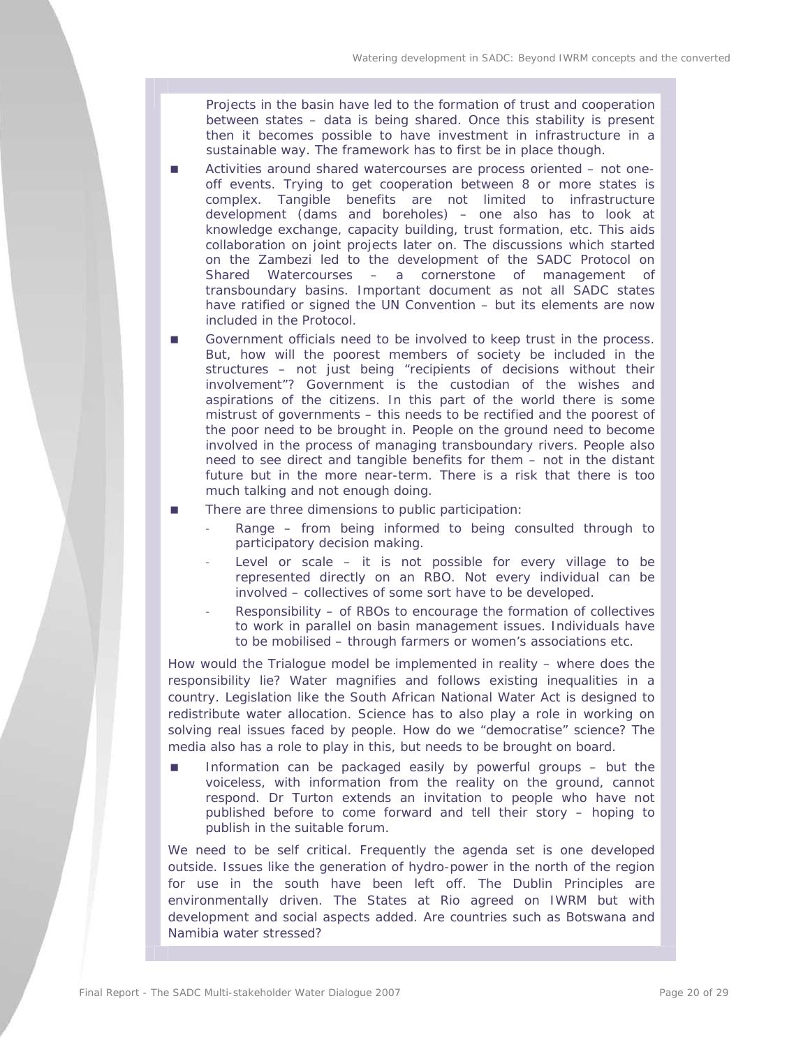Projects in the basin have led to the formation of trust and cooperation between states – data is being shared. Once this stability is present then it becomes possible to have investment in infrastructure in a sustainable way. The framework has to first be in place though.

- Activities around shared watercourses are process oriented – not one-off events. Trying to get cooperation between 8 or more states is complex. Tangible benefits are not limited to infrastructure development (dams and boreholes) – one also has to look at knowledge exchange, capacity building, trust formation, etc. This aids collaboration on joint projects later on. The discussions which started on the Zambezi led to the development of the SADC Protocol on Shared Watercourses – a cornerstone of management of transboundary basins. Important document as not all SADC states have ratified or signed the UN Convention – but its elements are now included in the Protocol.
- Government officials need to be involved to keep trust in the process. But, how will the poorest members of society be included in the structures – not just being "recipients of decisions without their involvement"? Government is the custodian of the wishes and aspirations of the citizens. In this part of the world there is some mistrust of governments – this needs to be rectified and the poorest of the poor need to be brought in. People on the ground need to become involved in the process of managing transboundary rivers. People also need to see direct and tangible benefits for them – not in the distant future but in the more near-term. There is a risk that there is too much talking and not enough doing.
- There are three dimensions to public participation:
  - Range – from being informed to being consulted through to participatory decision making.
  - Level or scale – it is not possible for every village to be represented directly on an RBO. Not every individual can be involved – collectives of some sort have to be developed.
  - Responsibility – of RBOs to encourage the formation of collectives to work in parallel on basin management issues. Individuals have to be mobilised – through farmers or women's associations etc.

How would the Trialogue model be implemented in reality – where does the responsibility lie? Water magnifies and follows existing inequalities in a country. Legislation like the South African National Water Act is designed to redistribute water allocation. Science has to also play a role in working on solving real issues faced by people. How do we "democratise" science? The media also has a role to play in this, but needs to be brought on board.

- Information can be packaged easily by powerful groups – but the voiceless, with information from the reality on the ground, cannot respond. Dr Turton extends an invitation to people who have not published before to come forward and tell their story – hoping to publish in the suitable forum.

We need to be self critical. Frequently the agenda set is one developed outside. Issues like the generation of hydro-power in the north of the region for use in the south have been left off. The Dublin Principles are environmentally driven. The States at Rio agreed on IWRM but with development and social aspects added. Are countries such as Botswana and Namibia water stressed?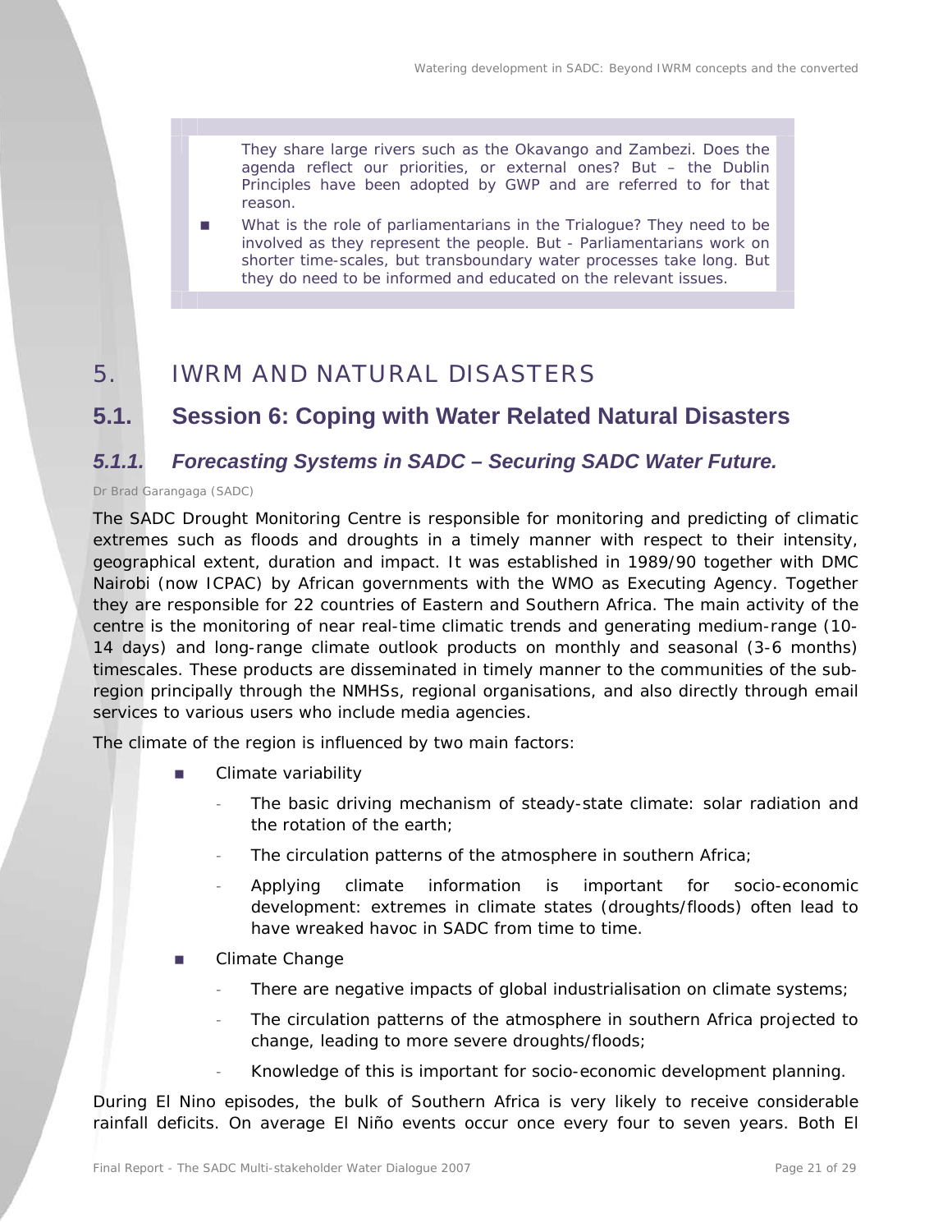They share large rivers such as the Okavango and Zambezi. Does the agenda reflect our priorities, or external ones? But – the Dublin Principles have been adopted by GWP and are referred to for that reason.

- What is the role of parliamentarians in the Trialogue? They need to be involved as they represent the people. But - Parliamentarians work on shorter time-scales, but transboundary water processes take long. But they do need to be informed and educated on the relevant issues.

# 5. IWRM AND NATURAL DISASTERS

## 5.1. Session 6: Coping with Water Related Natural Disasters

### *5.1.1. Forecasting Systems in SADC – Securing SADC Water Future.*

Dr Brad Garangaga (SADC)

The SADC Drought Monitoring Centre is responsible for monitoring and predicting of climatic extremes such as floods and droughts in a timely manner with respect to their intensity, geographical extent, duration and impact. It was established in 1989/90 together with DMC Nairobi (now ICPAC) by African governments with the WMO as Executing Agency. Together they are responsible for 22 countries of Eastern and Southern Africa. The main activity of the centre is the monitoring of near real-time climatic trends and generating medium-range (10-14 days) and long-range climate outlook products on monthly and seasonal (3-6 months) timescales. These products are disseminated in timely manner to the communities of the sub-region principally through the NMHSs, regional organisations, and also directly through email services to various users who include media agencies.

The climate of the region is influenced by two main factors:

- Climate variability
  - The basic driving mechanism of steady-state climate: solar radiation and the rotation of the earth;
  - The circulation patterns of the atmosphere in southern Africa;
  - Applying climate information is important for socio-economic development: extremes in climate states (droughts/floods) often lead to have wreaked havoc in SADC from time to time.
- Climate Change
  - There are negative impacts of global industrialisation on climate systems;
  - The circulation patterns of the atmosphere in southern Africa projected to change, leading to more severe droughts/floods;
  - Knowledge of this is important for socio-economic development planning.

During El Nino episodes, the bulk of Southern Africa is very likely to receive considerable rainfall deficits. On average El Niño events occur once every four to seven years. Both El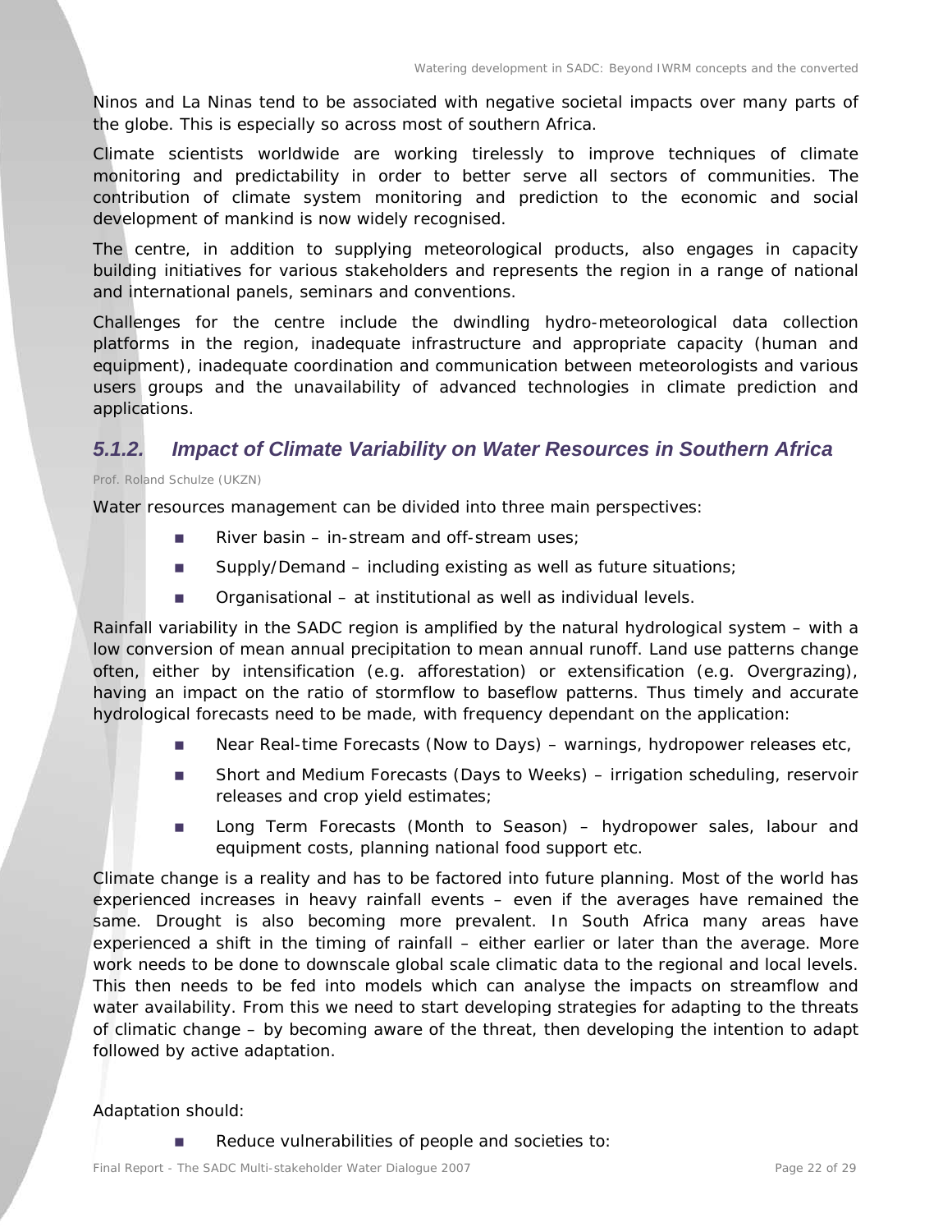Ninos and La Ninas tend to be associated with negative societal impacts over many parts of the globe. This is especially so across most of southern Africa.

Climate scientists worldwide are working tirelessly to improve techniques of climate monitoring and predictability in order to better serve all sectors of communities. The contribution of climate system monitoring and prediction to the economic and social development of mankind is now widely recognised.

The centre, in addition to supplying meteorological products, also engages in capacity building initiatives for various stakeholders and represents the region in a range of national and international panels, seminars and conventions.

Challenges for the centre include the dwindling hydro-meteorological data collection platforms in the region, inadequate infrastructure and appropriate capacity (human and equipment), inadequate coordination and communication between meteorologists and various users groups and the unavailability of advanced technologies in climate prediction and applications.

### *5.1.2. Impact of Climate Variability on Water Resources in Southern Africa*

Prof. Roland Schulze (UKZN)

Water resources management can be divided into three main perspectives:

- River basin – in-stream and off-stream uses;
- Supply/Demand – including existing as well as future situations;
- Organisational – at institutional as well as individual levels.

Rainfall variability in the SADC region is amplified by the natural hydrological system – with a low conversion of mean annual precipitation to mean annual runoff. Land use patterns change often, either by intensification (e.g. afforestation) or extensification (e.g. Overgrazing), having an impact on the ratio of stormflow to baseflow patterns. Thus timely and accurate hydrological forecasts need to be made, with frequency dependant on the application:

- Near Real-time Forecasts (Now to Days) – warnings, hydropower releases etc,
- Short and Medium Forecasts (Days to Weeks) – irrigation scheduling, reservoir releases and crop yield estimates;
- Long Term Forecasts (Month to Season) – hydropower sales, labour and equipment costs, planning national food support etc.

Climate change is a reality and has to be factored into future planning. Most of the world has experienced increases in heavy rainfall events – even if the averages have remained the same. Drought is also becoming more prevalent. In South Africa many areas have experienced a shift in the timing of rainfall – either earlier or later than the average. More work needs to be done to downscale global scale climatic data to the regional and local levels. This then needs to be fed into models which can analyse the impacts on streamflow and water availability. From this we need to start developing strategies for adapting to the threats of climatic change – by becoming aware of the threat, then developing the intention to adapt followed by active adaptation.

Adaptation should:

- Reduce vulnerabilities of people and societies to: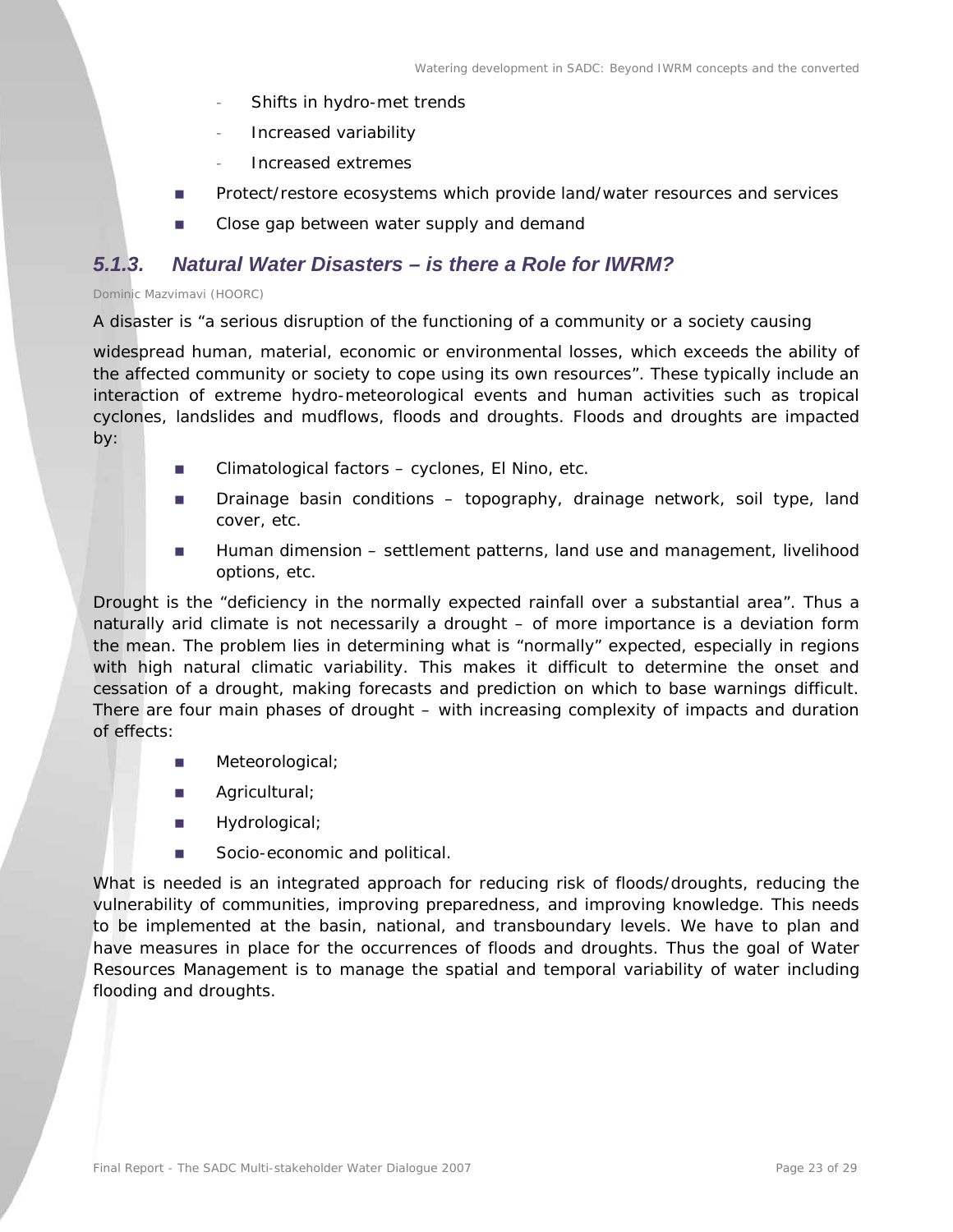- Shifts in hydro-met trends
  - Increased variability
  - Increased extremes
- Protect/restore ecosystems which provide land/water resources and services
- Close gap between water supply and demand

### *5.1.3. Natural Water Disasters – is there a Role for IWRM?*

Dominic Mazvimavi (HOORC)

A disaster is "a serious disruption of the functioning of a community or a society causing widespread human, material, economic or environmental losses, which exceeds the ability of the affected community or society to cope using its own resources". These typically include an interaction of extreme hydro-meteorological events and human activities such as tropical cyclones, landslides and mudflows, floods and droughts. Floods and droughts are impacted by:

- Climatological factors – cyclones, El Nino, etc.
- Drainage basin conditions – topography, drainage network, soil type, land cover, etc.
- Human dimension – settlement patterns, land use and management, livelihood options, etc.

Drought is the "deficiency in the normally expected rainfall over a substantial area". Thus a naturally arid climate is not necessarily a drought – of more importance is a deviation form the mean. The problem lies in determining what is "normally" expected, especially in regions with high natural climatic variability. This makes it difficult to determine the onset and cessation of a drought, making forecasts and prediction on which to base warnings difficult. There are four main phases of drought – with increasing complexity of impacts and duration of effects:

- Meteorological;
- Agricultural;
- Hydrological;
- Socio-economic and political.

What is needed is an integrated approach for reducing risk of floods/droughts, reducing the vulnerability of communities, improving preparedness, and improving knowledge. This needs to be implemented at the basin, national, and transboundary levels. We have to plan and have measures in place for the occurrences of floods and droughts. Thus the goal of Water Resources Management is to manage the spatial and temporal variability of water including flooding and droughts.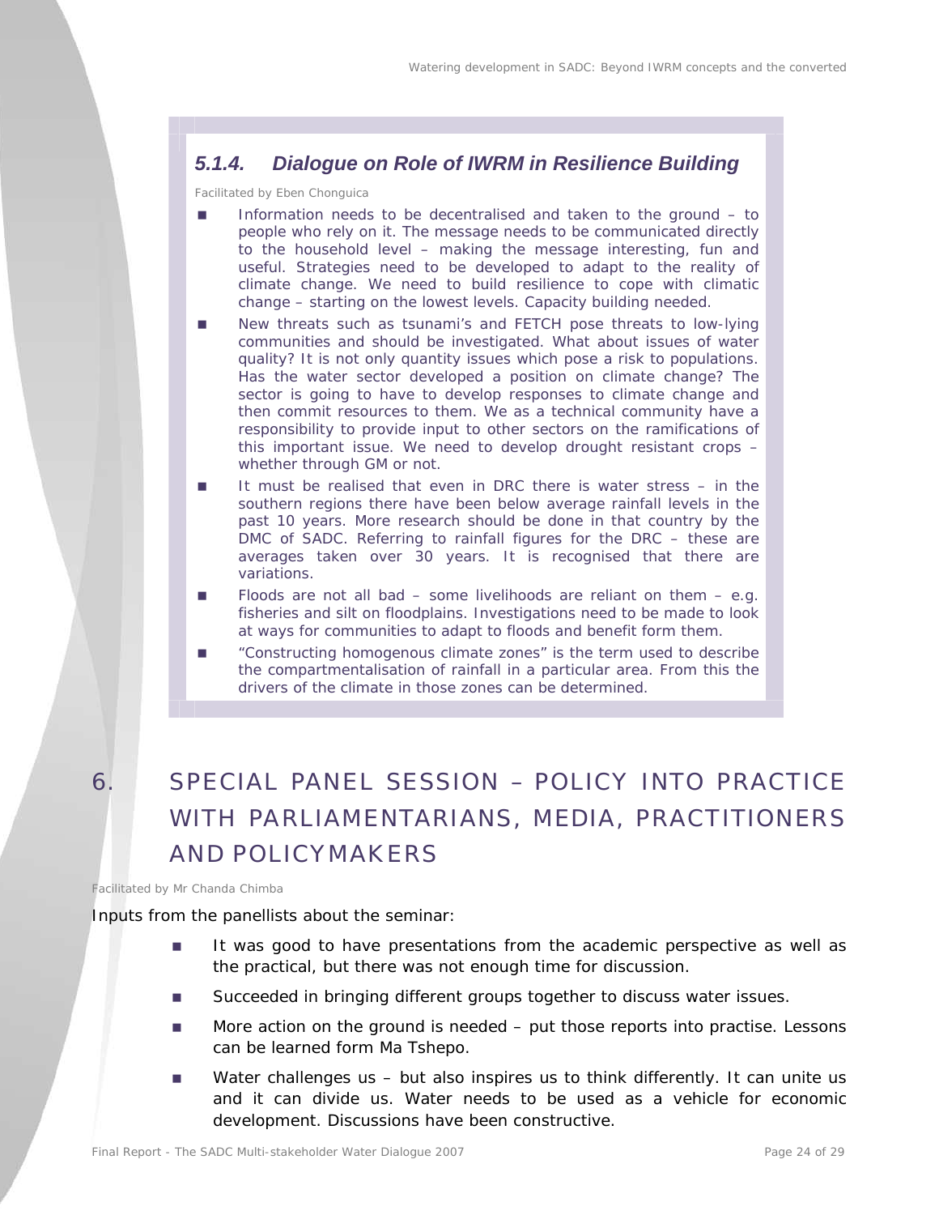### *5.1.4. Dialogue on Role of IWRM in Resilience Building*

*Facilitated by Eben Chonguica*

- Information needs to be decentralised and taken to the ground – to people who rely on it. The message needs to be communicated directly to the household level – making the message interesting, fun and useful. Strategies need to be developed to adapt to the reality of climate change. We need to build resilience to cope with climatic change – starting on the lowest levels. Capacity building needed.
- New threats such as tsunami's and FETCH pose threats to low-lying communities and should be investigated. What about issues of water quality? It is not only quantity issues which pose a risk to populations. Has the water sector developed a position on climate change? The sector is going to have to develop responses to climate change and then commit resources to them. We as a technical community have a responsibility to provide input to other sectors on the ramifications of this important issue. We need to develop drought resistant crops – whether through GM or not.
- It must be realised that even in DRC there is water stress – in the southern regions there have been below average rainfall levels in the past 10 years. More research should be done in that country by the DMC of SADC. Referring to rainfall figures for the DRC – these are averages taken over 30 years. It is recognised that there are variations.
- Floods are not all bad – some livelihoods are reliant on them – e.g. fisheries and silt on floodplains. Investigations need to be made to look at ways for communities to adapt to floods and benefit form them.
- "Constructing homogenous climate zones" is the term used to describe the compartmentalisation of rainfall in a particular area. From this the drivers of the climate in those zones can be determined.

# 6. SPECIAL PANEL SESSION – POLICY INTO PRACTICE WITH PARLIAMENTARIANS, MEDIA, PRACTITIONERS AND POLICYMAKERS

*Facilitated by Mr Chanda Chimba*

Inputs from the panellists about the seminar:

- It was good to have presentations from the academic perspective as well as the practical, but there was not enough time for discussion.
- Succeeded in bringing different groups together to discuss water issues.
- More action on the ground is needed – put those reports into practise. Lessons can be learned form Ma Tshepo.
- Water challenges us – but also inspires us to think differently. It can unite us and it can divide us. Water needs to be used as a vehicle for economic development. Discussions have been constructive.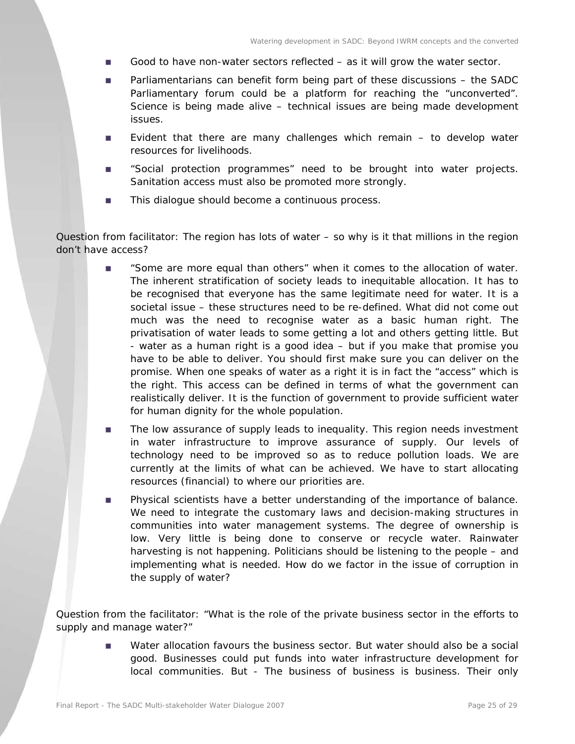- Good to have non-water sectors reflected – as it will grow the water sector.
- Parliamentarians can benefit form being part of these discussions – the SADC Parliamentary forum could be a platform for reaching the "unconverted". Science is being made alive – technical issues are being made development issues.
- Evident that there are many challenges which remain – to develop water resources for livelihoods.
- "Social protection programmes" need to be brought into water projects. Sanitation access must also be promoted more strongly.
- This dialogue should become a continuous process.

*Question from facilitator: The region has lots of water – so why is it that millions in the region don't have access?*

- "Some are more equal than others" when it comes to the allocation of water. The inherent stratification of society leads to inequitable allocation. It has to be recognised that everyone has the same legitimate need for water. It is a societal issue – these structures need to be re-defined. What did not come out much was the need to recognise water as a basic human right. The privatisation of water leads to some getting a lot and others getting little. But - water as a human right is a good idea – but if you make that promise you have to be able to deliver. You should first make sure you can deliver on the promise. When one speaks of water as a right it is in fact the "access" which is the right. This access can be defined in terms of what the government can realistically deliver. It is the function of government to provide sufficient water for human dignity for the whole population.
- The low assurance of supply leads to inequality. This region needs investment in water infrastructure to improve assurance of supply. Our levels of technology need to be improved so as to reduce pollution loads. We are currently at the limits of what can be achieved. We have to start allocating resources (financial) to where our priorities are.
- Physical scientists have a better understanding of the importance of balance. We need to integrate the customary laws and decision-making structures in communities into water management systems. The degree of ownership is low. Very little is being done to conserve or recycle water. Rainwater harvesting is not happening. Politicians should be listening to the people – and implementing what is needed. How do we factor in the issue of corruption in the supply of water?

*Question from the facilitator: "What is the role of the private business sector in the efforts to supply and manage water?"*

- Water allocation favours the business sector. But water should also be a social good. Businesses could put funds into water infrastructure development for local communities. But - The business of business is business. Their only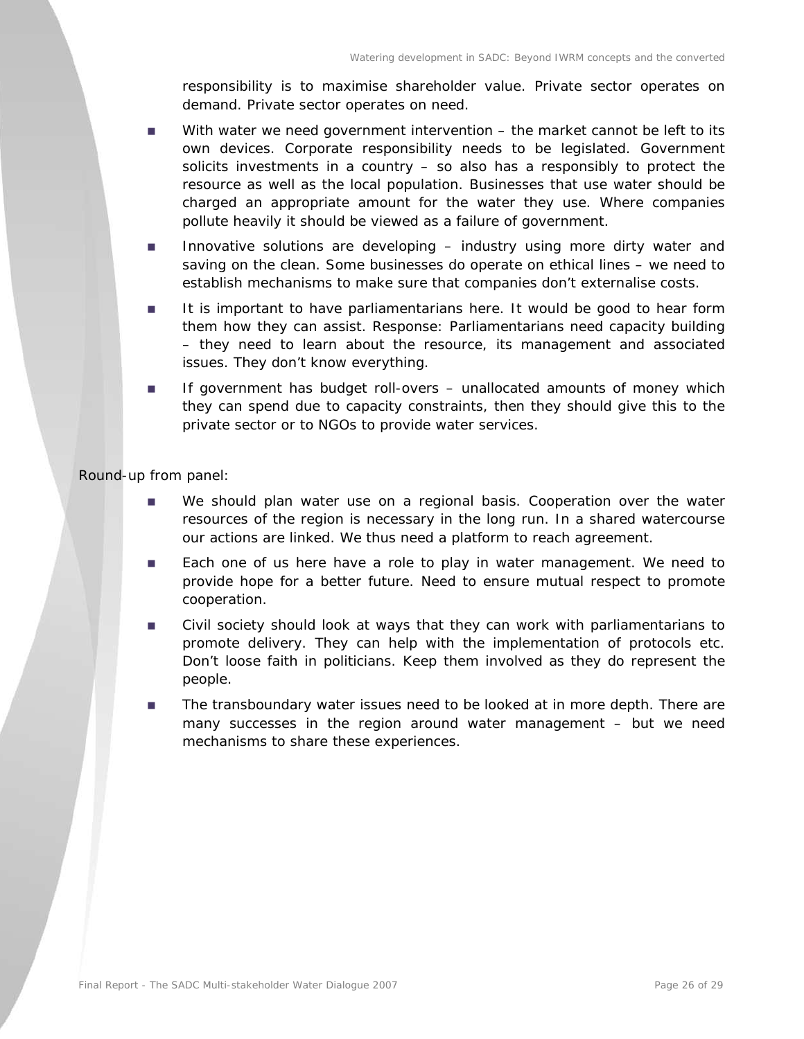responsibility is to maximise shareholder value. Private sector operates on demand. Private sector operates on need.

- With water we need government intervention – the market cannot be left to its own devices. Corporate responsibility needs to be legislated. Government solicits investments in a country – so also has a responsibly to protect the resource as well as the local population. Businesses that use water should be charged an appropriate amount for the water they use. Where companies pollute heavily it should be viewed as a failure of government.
- Innovative solutions are developing – industry using more dirty water and saving on the clean. Some businesses do operate on ethical lines – we need to establish mechanisms to make sure that companies don't externalise costs.
- It is important to have parliamentarians here. It would be good to hear form them how they can assist. Response: Parliamentarians need capacity building – they need to learn about the resource, its management and associated issues. They don't know everything.
- If government has budget roll-overs – unallocated amounts of money which they can spend due to capacity constraints, then they should give this to the private sector or to NGOs to provide water services.

Round-up from panel:

- We should plan water use on a regional basis. Cooperation over the water resources of the region is necessary in the long run. In a shared watercourse our actions are linked. We thus need a platform to reach agreement.
- Each one of us here have a role to play in water management. We need to provide hope for a better future. Need to ensure mutual respect to promote cooperation.
- Civil society should look at ways that they can work with parliamentarians to promote delivery. They can help with the implementation of protocols etc. Don't loose faith in politicians. Keep them involved as they do represent the people.
- The transboundary water issues need to be looked at in more depth. There are many successes in the region around water management – but we need mechanisms to share these experiences.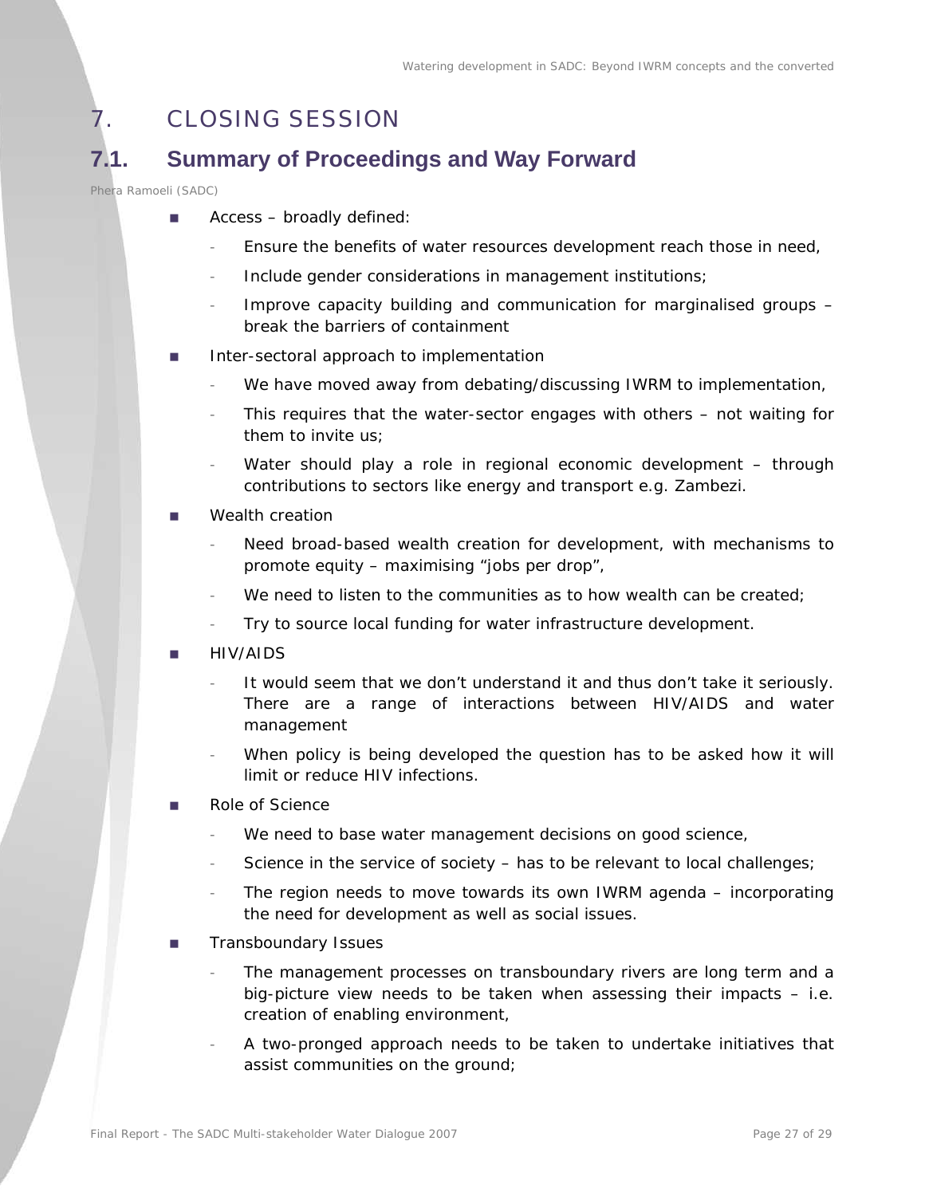# 7. CLOSING SESSION

## 7.1. Summary of Proceedings and Way Forward

*Phera Ramoeli (SADC)*

- Access – broadly defined:
  - Ensure the benefits of water resources development reach those in need,
  - Include gender considerations in management institutions;
  - Improve capacity building and communication for marginalised groups – break the barriers of containment
- Inter-sectoral approach to implementation
  - We have moved away from debating/discussing IWRM to implementation,
  - This requires that the water-sector engages with others – not waiting for them to invite us;
  - Water should play a role in regional economic development – through contributions to sectors like energy and transport e.g. Zambezi.
- Wealth creation
  - Need broad-based wealth creation for development, with mechanisms to promote equity – maximising "jobs per drop",
  - We need to listen to the communities as to how wealth can be created;
  - Try to source local funding for water infrastructure development.
- HIV/AIDS
  - It would seem that we don't understand it and thus don't take it seriously. There are a range of interactions between HIV/AIDS and water management
  - When policy is being developed the question has to be asked how it will limit or reduce HIV infections.
- Role of Science
  - We need to base water management decisions on good science,
  - Science in the service of society – has to be relevant to local challenges;
  - The region needs to move towards its own IWRM agenda – incorporating the need for development as well as social issues.
- Transboundary Issues
  - The management processes on transboundary rivers are long term and a big-picture view needs to be taken when assessing their impacts – i.e. creation of enabling environment,
  - A two-pronged approach needs to be taken to undertake initiatives that assist communities on the ground;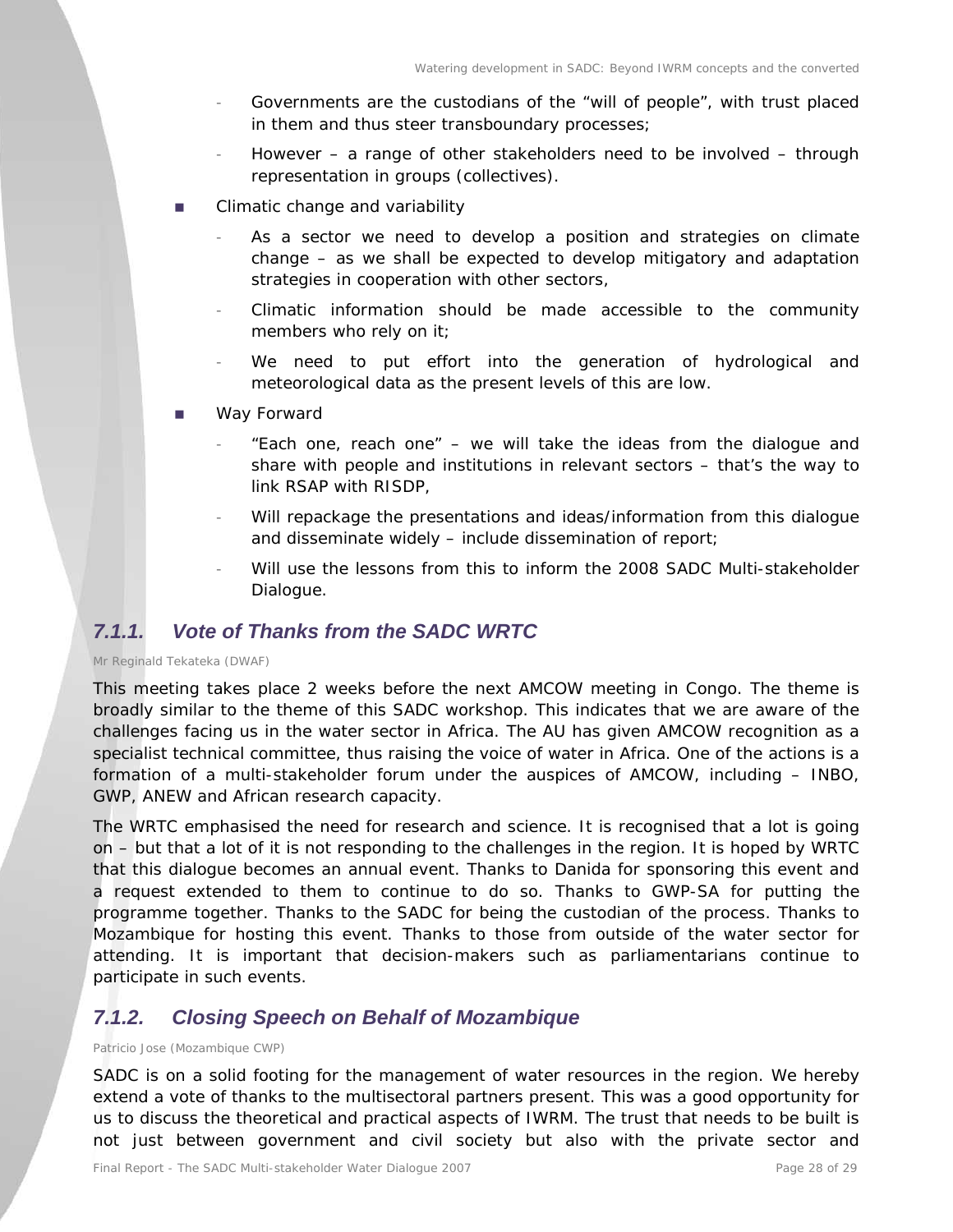- Governments are the custodians of the "will of people", with trust placed in them and thus steer transboundary processes;
- However – a range of other stakeholders need to be involved – through representation in groups (collectives).

- Climatic change and variability
  - As a sector we need to develop a position and strategies on climate change – as we shall be expected to develop mitigatory and adaptation strategies in cooperation with other sectors,
  - Climatic information should be made accessible to the community members who rely on it;
  - We need to put effort into the generation of hydrological and meteorological data as the present levels of this are low.

- Way Forward
  - "Each one, reach one" – we will take the ideas from the dialogue and share with people and institutions in relevant sectors – that's the way to link RSAP with RISDP,
  - Will repackage the presentations and ideas/information from this dialogue and disseminate widely – include dissemination of report;
  - Will use the lessons from this to inform the 2008 SADC Multi-stakeholder Dialogue.

### *7.1.1. Vote of Thanks from the SADC WRTC*

Mr Reginald Tekateka (DWAF)

This meeting takes place 2 weeks before the next AMCOW meeting in Congo. The theme is broadly similar to the theme of this SADC workshop. This indicates that we are aware of the challenges facing us in the water sector in Africa. The AU has given AMCOW recognition as a specialist technical committee, thus raising the voice of water in Africa. One of the actions is a formation of a multi-stakeholder forum under the auspices of AMCOW, including – INBO, GWP, ANEW and African research capacity.

The WRTC emphasised the need for research and science. It is recognised that a lot is going on – but that a lot of it is not responding to the challenges in the region. It is hoped by WRTC that this dialogue becomes an annual event. Thanks to Danida for sponsoring this event and a request extended to them to continue to do so. Thanks to GWP-SA for putting the programme together. Thanks to the SADC for being the custodian of the process. Thanks to Mozambique for hosting this event. Thanks to those from outside of the water sector for attending. It is important that decision-makers such as parliamentarians continue to participate in such events.

### *7.1.2. Closing Speech on Behalf of Mozambique*

Patricio Jose (Mozambique CWP)

SADC is on a solid footing for the management of water resources in the region. We hereby extend a vote of thanks to the multisectoral partners present. This was a good opportunity for us to discuss the theoretical and practical aspects of IWRM. The trust that needs to be built is not just between government and civil society but also with the private sector and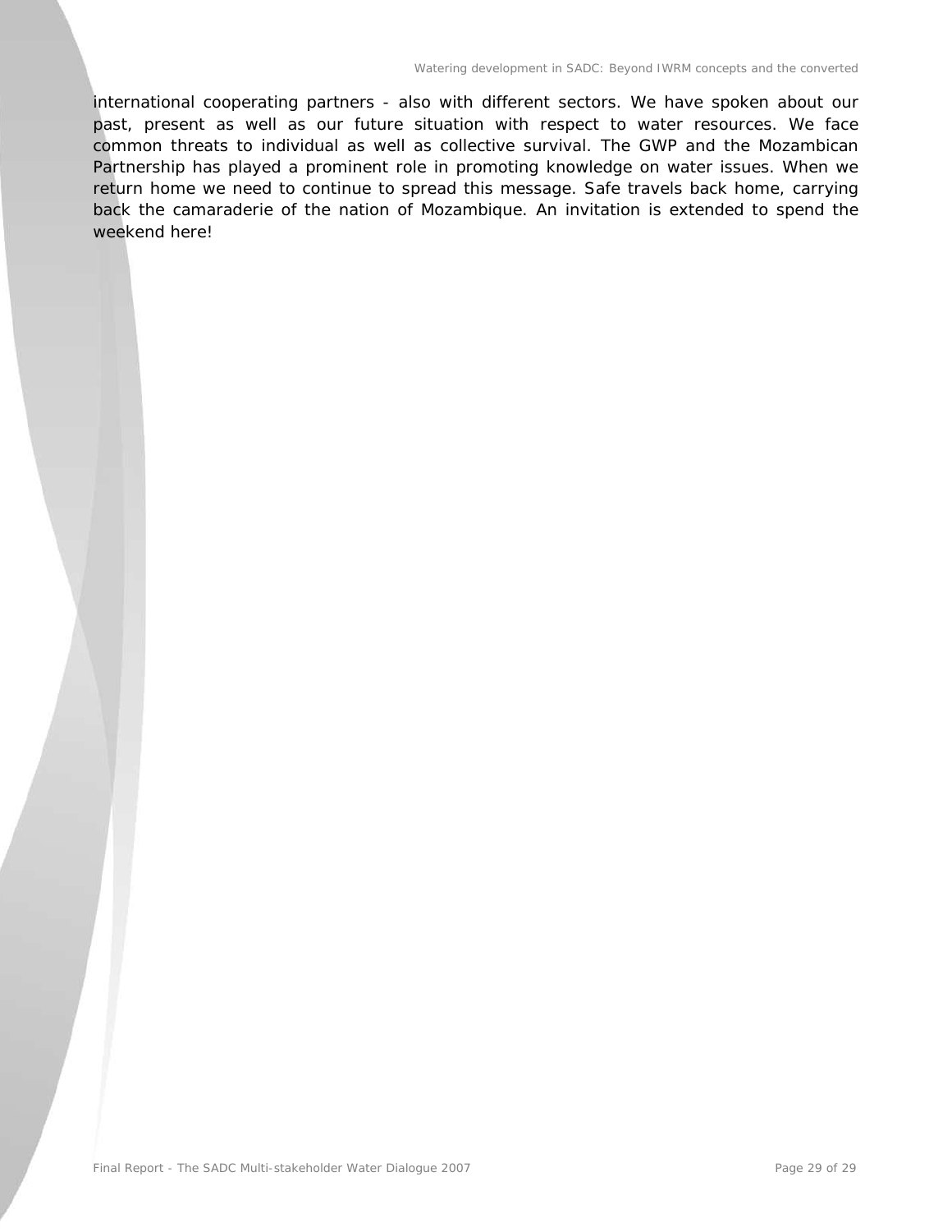international cooperating partners - also with different sectors. We have spoken about our past, present as well as our future situation with respect to water resources. We face common threats to individual as well as collective survival. The GWP and the Mozambican Partnership has played a prominent role in promoting knowledge on water issues. When we return home we need to continue to spread this message. Safe travels back home, carrying back the camaraderie of the nation of Mozambique. An invitation is extended to spend the weekend here!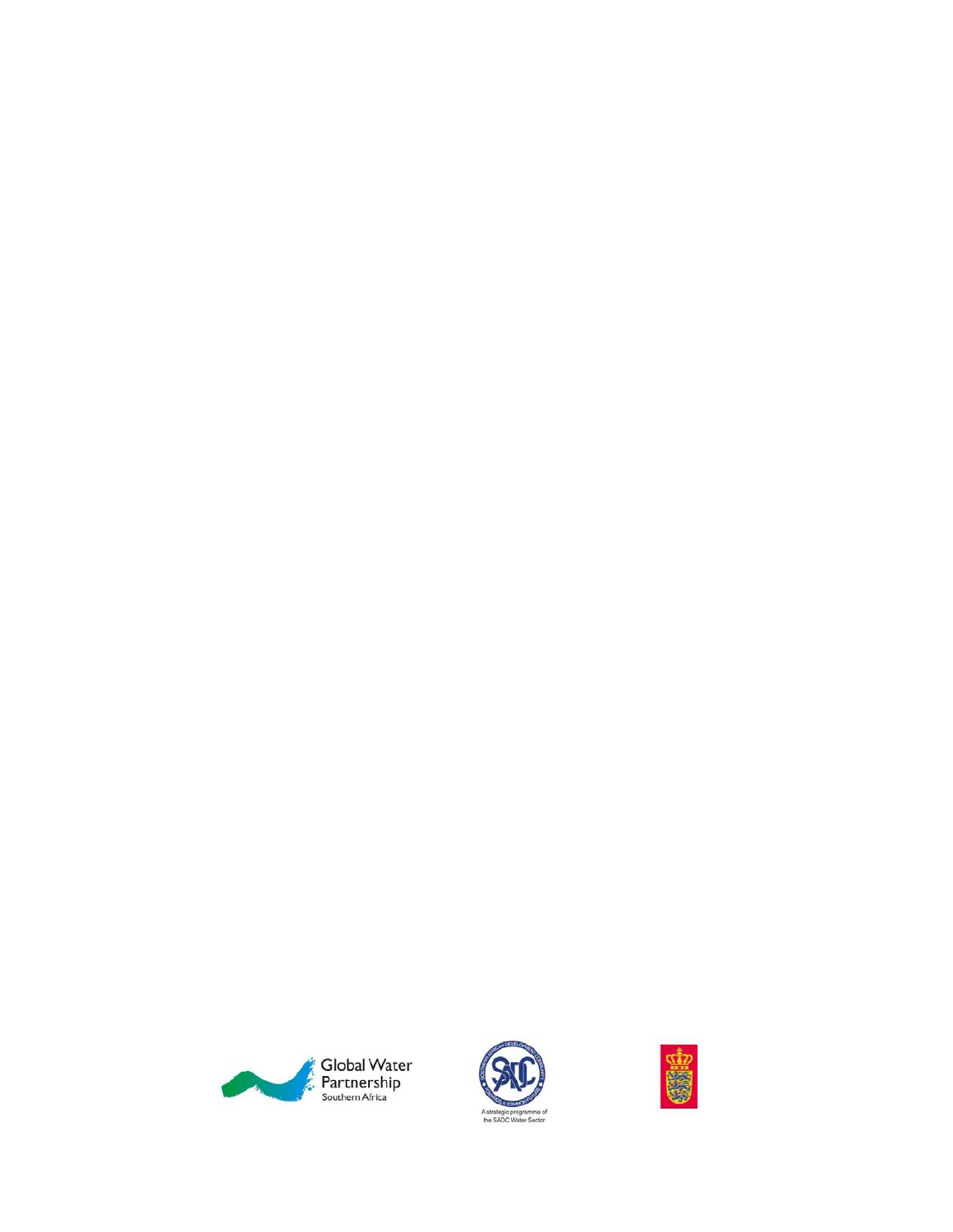Global Water Partnership

Southern Africa

A strategic programme of the SADC Water Sector